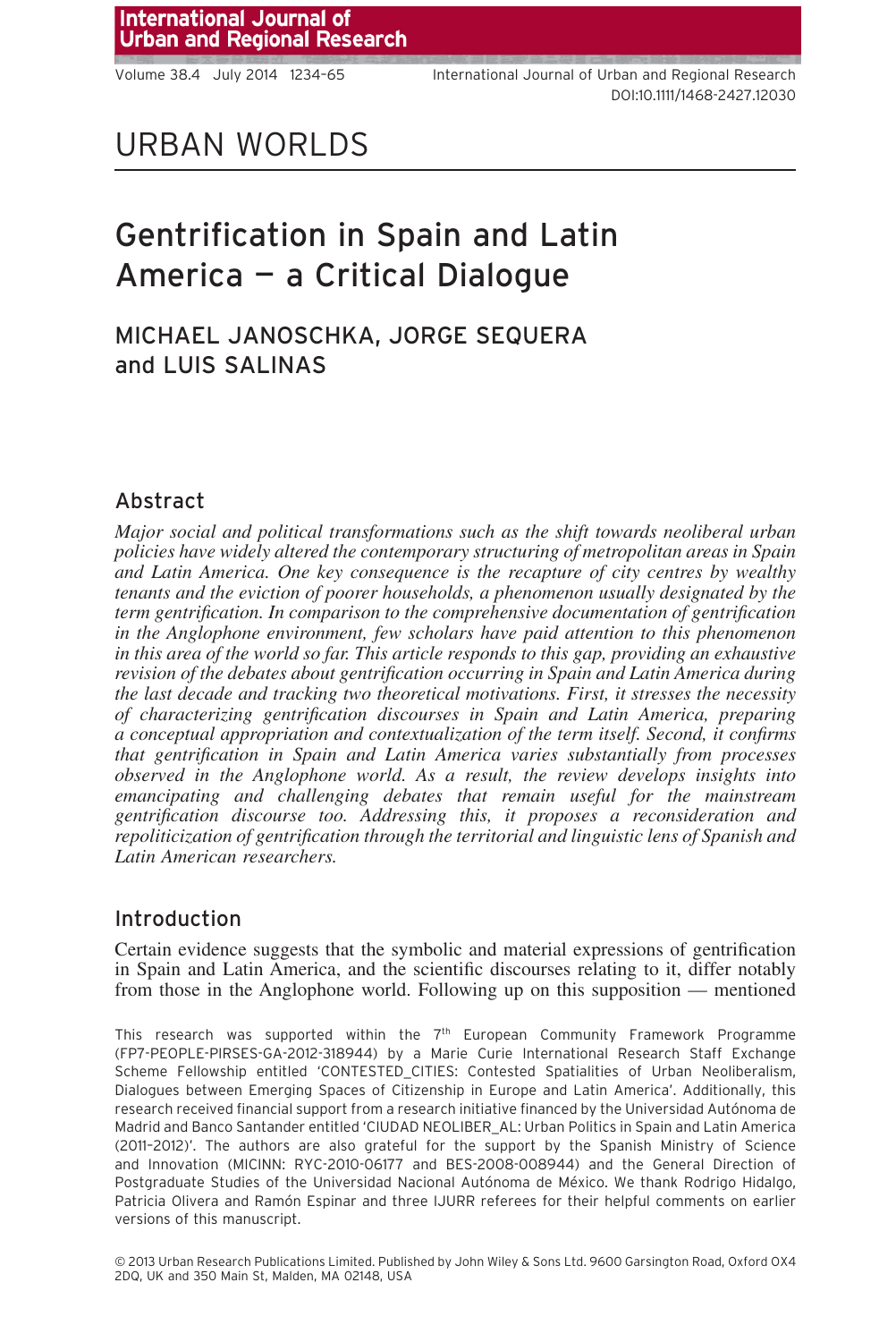URBAN WORLDS

# Gentrification in Spain and Latin America — a Critical Dialogue

MICHAEL JANOSCHKA, JORGE SEQUERA and LUIS SALINAS

## Abstract

*Major social and political transformations such as the shift towards neoliberal urban policies have widely altered the contemporary structuring of metropolitan areas in Spain and Latin America. One key consequence is the recapture of city centres by wealthy tenants and the eviction of poorer households, a phenomenon usually designated by the term gentrification. In comparison to the comprehensive documentation of gentrification in the Anglophone environment, few scholars have paid attention to this phenomenon in this area of the world so far. This article responds to this gap, providing an exhaustive revision of the debates about gentrification occurring in Spain and Latin America during the last decade and tracking two theoretical motivations. First, it stresses the necessity of characterizing gentrification discourses in Spain and Latin America, preparing a conceptual appropriation and contextualization of the term itself. Second, it confirms that gentrification in Spain and Latin America varies substantially from processes observed in the Anglophone world. As a result, the review develops insights into emancipating and challenging debates that remain useful for the mainstream gentrification discourse too. Addressing this, it proposes a reconsideration and repoliticization of gentrification through the territorial and linguistic lens of Spanish and Latin American researchers.*

## Introduction

Certain evidence suggests that the symbolic and material expressions of gentrification in Spain and Latin America, and the scientific discourses relating to it, differ notably from those in the Anglophone world. Following up on this supposition — mentioned

This research was supported within the 7th European Community Framework Programme (FP7-PEOPLE-PIRSES-GA-2012-318944) by a Marie Curie International Research Staff Exchange Scheme Fellowship entitled 'CONTESTED_CITIES: Contested Spatialities of Urban Neoliberalism, Dialogues between Emerging Spaces of Citizenship in Europe and Latin America'. Additionally, this research received financial support from a research initiative financed by the Universidad Autónoma de Madrid and Banco Santander entitled 'CIUDAD NEOLIBER_AL: Urban Politics in Spain and Latin America (2011–2012)'. The authors are also grateful for the support by the Spanish Ministry of Science and Innovation (MICINN: RYC-2010-06177 and BES-2008-008944) and the General Direction of Postgraduate Studies of the Universidad Nacional Autónoma de México. We thank Rodrigo Hidalgo, Patricia Olivera and Ramón Espinar and three IJURR referees for their helpful comments on earlier versions of this manuscript.

© 2013 Urban Research Publications Limited. Published by John Wiley & Sons Ltd. 9600 Garsington Road, Oxford OX4 2DQ, UK and 350 Main St, Malden, MA 02148, USA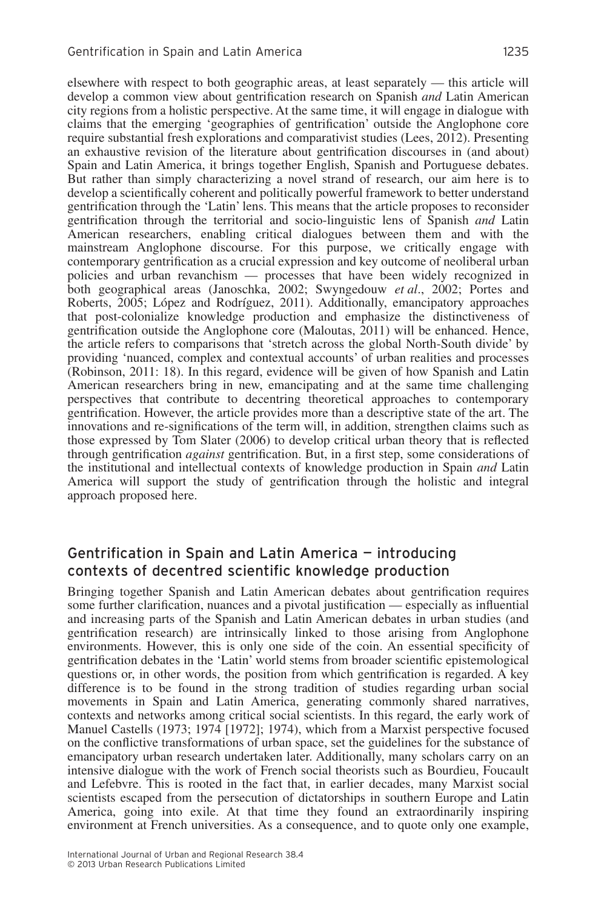elsewhere with respect to both geographic areas, at least separately — this article will develop a common view about gentrification research on Spanish *and* Latin American city regions from a holistic perspective. At the same time, it will engage in dialogue with claims that the emerging 'geographies of gentrification' outside the Anglophone core require substantial fresh explorations and comparativist studies (Lees, 2012). Presenting an exhaustive revision of the literature about gentrification discourses in (and about) Spain and Latin America, it brings together English, Spanish and Portuguese debates. But rather than simply characterizing a novel strand of research, our aim here is to develop a scientifically coherent and politically powerful framework to better understand gentrification through the 'Latin' lens. This means that the article proposes to reconsider gentrification through the territorial and socio-linguistic lens of Spanish *and* Latin American researchers, enabling critical dialogues between them and with the mainstream Anglophone discourse. For this purpose, we critically engage with contemporary gentrification as a crucial expression and key outcome of neoliberal urban policies and urban revanchism — processes that have been widely recognized in both geographical areas (Janoschka, 2002; Swyngedouw *et al*., 2002; Portes and Roberts, 2005; López and Rodríguez, 2011). Additionally, emancipatory approaches that post-colonialize knowledge production and emphasize the distinctiveness of gentrification outside the Anglophone core (Maloutas, 2011) will be enhanced. Hence, the article refers to comparisons that 'stretch across the global North-South divide' by providing 'nuanced, complex and contextual accounts' of urban realities and processes (Robinson, 2011: 18). In this regard, evidence will be given of how Spanish and Latin American researchers bring in new, emancipating and at the same time challenging perspectives that contribute to decentring theoretical approaches to contemporary gentrification. However, the article provides more than a descriptive state of the art. The innovations and re-significations of the term will, in addition, strengthen claims such as those expressed by Tom Slater (2006) to develop critical urban theory that is reflected through gentrification *against* gentrification. But, in a first step, some considerations of the institutional and intellectual contexts of knowledge production in Spain *and* Latin America will support the study of gentrification through the holistic and integral approach proposed here.

## Gentrification in Spain and Latin America — introducing contexts of decentred scientific knowledge production

Bringing together Spanish and Latin American debates about gentrification requires some further clarification, nuances and a pivotal justification — especially as influential and increasing parts of the Spanish and Latin American debates in urban studies (and gentrification research) are intrinsically linked to those arising from Anglophone environments. However, this is only one side of the coin. An essential specificity of gentrification debates in the 'Latin' world stems from broader scientific epistemological questions or, in other words, the position from which gentrification is regarded. A key difference is to be found in the strong tradition of studies regarding urban social movements in Spain and Latin America, generating commonly shared narratives, contexts and networks among critical social scientists. In this regard, the early work of Manuel Castells (1973; 1974 [1972]; 1974), which from a Marxist perspective focused on the conflictive transformations of urban space, set the guidelines for the substance of emancipatory urban research undertaken later. Additionally, many scholars carry on an intensive dialogue with the work of French social theorists such as Bourdieu, Foucault and Lefebvre. This is rooted in the fact that, in earlier decades, many Marxist social scientists escaped from the persecution of dictatorships in southern Europe and Latin America, going into exile. At that time they found an extraordinarily inspiring environment at French universities. As a consequence, and to quote only one example,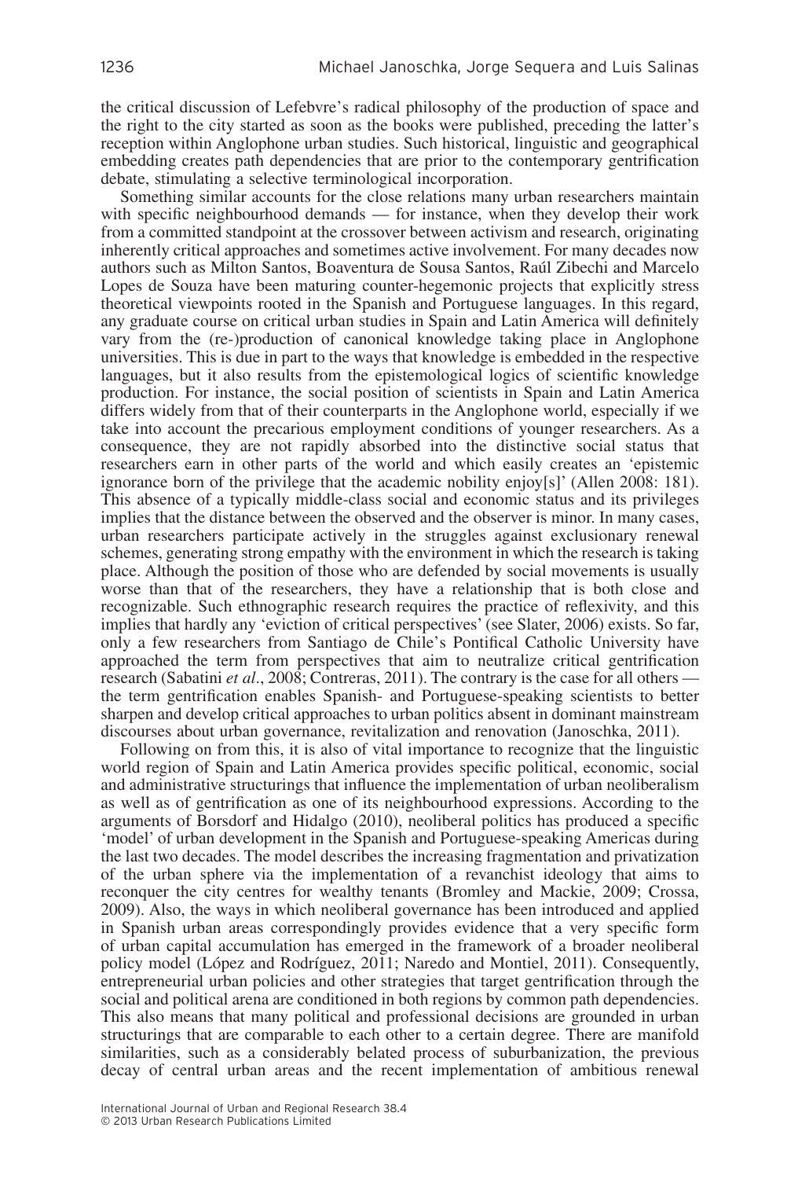the critical discussion of Lefebvre's radical philosophy of the production of space and the right to the city started as soon as the books were published, preceding the latter's reception within Anglophone urban studies. Such historical, linguistic and geographical embedding creates path dependencies that are prior to the contemporary gentrification debate, stimulating a selective terminological incorporation.

Something similar accounts for the close relations many urban researchers maintain with specific neighbourhood demands — for instance, when they develop their work from a committed standpoint at the crossover between activism and research, originating inherently critical approaches and sometimes active involvement. For many decades now authors such as Milton Santos, Boaventura de Sousa Santos, Raúl Zibechi and Marcelo Lopes de Souza have been maturing counter-hegemonic projects that explicitly stress theoretical viewpoints rooted in the Spanish and Portuguese languages. In this regard, any graduate course on critical urban studies in Spain and Latin America will definitely vary from the (re-)production of canonical knowledge taking place in Anglophone universities. This is due in part to the ways that knowledge is embedded in the respective languages, but it also results from the epistemological logics of scientific knowledge production. For instance, the social position of scientists in Spain and Latin America differs widely from that of their counterparts in the Anglophone world, especially if we take into account the precarious employment conditions of younger researchers. As a consequence, they are not rapidly absorbed into the distinctive social status that researchers earn in other parts of the world and which easily creates an 'epistemic ignorance born of the privilege that the academic nobility enjoy[s]' (Allen 2008: 181). This absence of a typically middle-class social and economic status and its privileges implies that the distance between the observed and the observer is minor. In many cases, urban researchers participate actively in the struggles against exclusionary renewal schemes, generating strong empathy with the environment in which the research is taking place. Although the position of those who are defended by social movements is usually worse than that of the researchers, they have a relationship that is both close and recognizable. Such ethnographic research requires the practice of reflexivity, and this implies that hardly any 'eviction of critical perspectives' (see Slater, 2006) exists. So far, only a few researchers from Santiago de Chile's Pontifical Catholic University have approached the term from perspectives that aim to neutralize critical gentrification research (Sabatini *et al*., 2008; Contreras, 2011). The contrary is the case for all others — the term gentrification enables Spanish- and Portuguese-speaking scientists to better sharpen and develop critical approaches to urban politics absent in dominant mainstream discourses about urban governance, revitalization and renovation (Janoschka, 2011).

Following on from this, it is also of vital importance to recognize that the linguistic world region of Spain and Latin America provides specific political, economic, social and administrative structurings that influence the implementation of urban neoliberalism as well as of gentrification as one of its neighbourhood expressions. According to the arguments of Borsdorf and Hidalgo (2010), neoliberal politics has produced a specific 'model' of urban development in the Spanish and Portuguese-speaking Americas during the last two decades. The model describes the increasing fragmentation and privatization of the urban sphere via the implementation of a revanchist ideology that aims to reconquer the city centres for wealthy tenants (Bromley and Mackie, 2009; Crossa, 2009). Also, the ways in which neoliberal governance has been introduced and applied in Spanish urban areas correspondingly provides evidence that a very specific form of urban capital accumulation has emerged in the framework of a broader neoliberal policy model (López and Rodríguez, 2011; Naredo and Montiel, 2011). Consequently, entrepreneurial urban policies and other strategies that target gentrification through the social and political arena are conditioned in both regions by common path dependencies. This also means that many political and professional decisions are grounded in urban structurings that are comparable to each other to a certain degree. There are manifold similarities, such as a considerably belated process of suburbanization, the previous decay of central urban areas and the recent implementation of ambitious renewal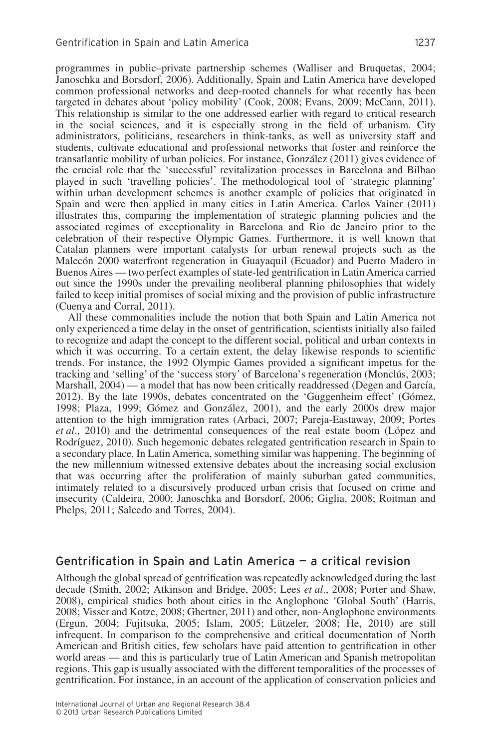programmes in public–private partnership schemes (Walliser and Bruquetas, 2004; Janoschka and Borsdorf, 2006). Additionally, Spain and Latin America have developed common professional networks and deep-rooted channels for what recently has been targeted in debates about 'policy mobility' (Cook, 2008; Evans, 2009; McCann, 2011). This relationship is similar to the one addressed earlier with regard to critical research in the social sciences, and it is especially strong in the field of urbanism. City administrators, politicians, researchers in think-tanks, as well as university staff and students, cultivate educational and professional networks that foster and reinforce the transatlantic mobility of urban policies. For instance, González (2011) gives evidence of the crucial role that the 'successful' revitalization processes in Barcelona and Bilbao played in such 'travelling policies'. The methodological tool of 'strategic planning' within urban development schemes is another example of policies that originated in Spain and were then applied in many cities in Latin America. Carlos Vainer (2011) illustrates this, comparing the implementation of strategic planning policies and the associated regimes of exceptionality in Barcelona and Rio de Janeiro prior to the celebration of their respective Olympic Games. Furthermore, it is well known that Catalan planners were important catalysts for urban renewal projects such as the Malecón 2000 waterfront regeneration in Guayaquil (Ecuador) and Puerto Madero in Buenos Aires — two perfect examples of state-led gentrification in Latin America carried out since the 1990s under the prevailing neoliberal planning philosophies that widely failed to keep initial promises of social mixing and the provision of public infrastructure (Cuenya and Corral, 2011).

All these commonalities include the notion that both Spain and Latin America not only experienced a time delay in the onset of gentrification, scientists initially also failed to recognize and adapt the concept to the different social, political and urban contexts in which it was occurring. To a certain extent, the delay likewise responds to scientific trends. For instance, the 1992 Olympic Games provided a significant impetus for the tracking and 'selling' of the 'success story' of Barcelona's regeneration (Monclús, 2003; Marshall, 2004) — a model that has now been critically readdressed (Degen and García, 2012). By the late 1990s, debates concentrated on the 'Guggenheim effect' (Gómez, 1998; Plaza, 1999; Gómez and González, 2001), and the early 2000s drew major attention to the high immigration rates (Arbaci, 2007; Pareja-Eastaway, 2009; Portes *et al*., 2010) and the detrimental consequences of the real estate boom (López and Rodríguez, 2010). Such hegemonic debates relegated gentrification research in Spain to a secondary place. In Latin America, something similar was happening. The beginning of the new millennium witnessed extensive debates about the increasing social exclusion that was occurring after the proliferation of mainly suburban gated communities, intimately related to a discursively produced urban crisis that focused on crime and insecurity (Caldeira, 2000; Janoschka and Borsdorf, 2006; Giglia, 2008; Roitman and Phelps, 2011; Salcedo and Torres, 2004).

## Gentrification in Spain and Latin America — a critical revision

Although the global spread of gentrification was repeatedly acknowledged during the last decade (Smith, 2002; Atkinson and Bridge, 2005; Lees *et al*., 2008; Porter and Shaw, 2008), empirical studies both about cities in the Anglophone 'Global South' (Harris, 2008; Visser and Kotze, 2008; Ghertner, 2011) and other, non-Anglophone environments (Ergun, 2004; Fujitsuka, 2005; Islam, 2005; Lützeler, 2008; He, 2010) are still infrequent. In comparison to the comprehensive and critical documentation of North American and British cities, few scholars have paid attention to gentrification in other world areas — and this is particularly true of Latin American and Spanish metropolitan regions. This gap is usually associated with the different temporalities of the processes of gentrification. For instance, in an account of the application of conservation policies and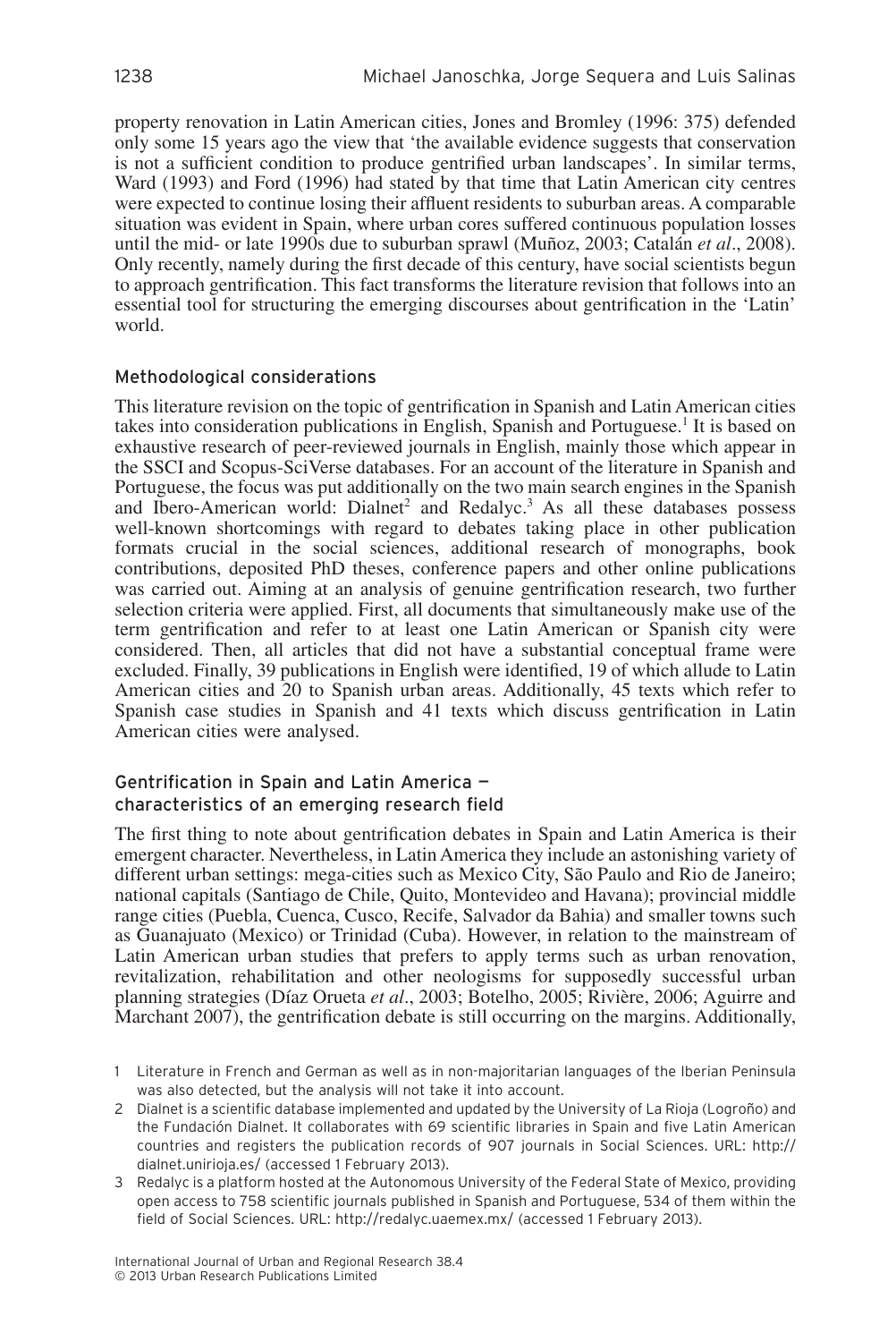property renovation in Latin American cities, Jones and Bromley (1996: 375) defended only some 15 years ago the view that 'the available evidence suggests that conservation is not a sufficient condition to produce gentrified urban landscapes'. In similar terms, Ward (1993) and Ford (1996) had stated by that time that Latin American city centres were expected to continue losing their affluent residents to suburban areas. A comparable situation was evident in Spain, where urban cores suffered continuous population losses until the mid- or late 1990s due to suburban sprawl (Muñoz, 2003; Catalán *et al*., 2008). Only recently, namely during the first decade of this century, have social scientists begun to approach gentrification. This fact transforms the literature revision that follows into an essential tool for structuring the emerging discourses about gentrification in the 'Latin' world.

### Methodological considerations

This literature revision on the topic of gentrification in Spanish and Latin American cities takes into consideration publications in English, Spanish and Portuguese.[1] It is based on exhaustive research of peer-reviewed journals in English, mainly those which appear in the SSCI and Scopus-SciVerse databases. For an account of the literature in Spanish and Portuguese, the focus was put additionally on the two main search engines in the Spanish and Ibero-American world: Dialnet[2] and Redalyc.[3] As all these databases possess well-known shortcomings with regard to debates taking place in other publication formats crucial in the social sciences, additional research of monographs, book contributions, deposited PhD theses, conference papers and other online publications was carried out. Aiming at an analysis of genuine gentrification research, two further selection criteria were applied. First, all documents that simultaneously make use of the term gentrification and refer to at least one Latin American or Spanish city were considered. Then, all articles that did not have a substantial conceptual frame were excluded. Finally, 39 publications in English were identified, 19 of which allude to Latin American cities and 20 to Spanish urban areas. Additionally, 45 texts which refer to Spanish case studies in Spanish and 41 texts which discuss gentrification in Latin American cities were analysed.

### Gentrification in Spain and Latin America — characteristics of an emerging research field

The first thing to note about gentrification debates in Spain and Latin America is their emergent character. Nevertheless, in Latin America they include an astonishing variety of different urban settings: mega-cities such as Mexico City, São Paulo and Rio de Janeiro; national capitals (Santiago de Chile, Quito, Montevideo and Havana); provincial middle range cities (Puebla, Cuenca, Cusco, Recife, Salvador da Bahia) and smaller towns such as Guanajuato (Mexico) or Trinidad (Cuba). However, in relation to the mainstream of Latin American urban studies that prefers to apply terms such as urban renovation, revitalization, rehabilitation and other neologisms for supposedly successful urban planning strategies (Díaz Orueta *et al*., 2003; Botelho, 2005; Rivière, 2006; Aguirre and Marchant 2007), the gentrification debate is still occurring on the margins. Additionally,

[1] Literature in French and German as well as in non-majoritarian languages of the Iberian Peninsula was also detected, but the analysis will not take it into account.

[2] Dialnet is a scientific database implemented and updated by the University of La Rioja (Logroño) and the Fundación Dialnet. It collaborates with 69 scientific libraries in Spain and five Latin American countries and registers the publication records of 907 journals in Social Sciences. URL: http://dialnet.unirioja.es/ (accessed 1 February 2013).

[3] Redalyc is a platform hosted at the Autonomous University of the Federal State of Mexico, providing open access to 758 scientific journals published in Spanish and Portuguese, 534 of them within the field of Social Sciences. URL: http://redalyc.uaemex.mx/ (accessed 1 February 2013).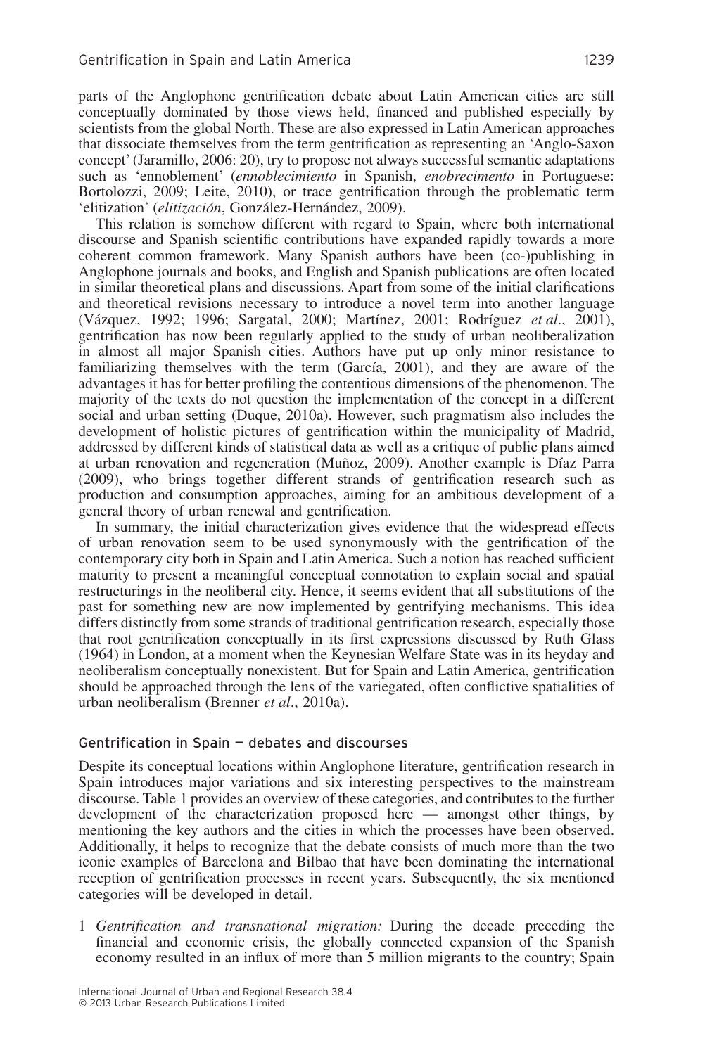parts of the Anglophone gentrification debate about Latin American cities are still conceptually dominated by those views held, financed and published especially by scientists from the global North. These are also expressed in Latin American approaches that dissociate themselves from the term gentrification as representing an 'Anglo-Saxon concept' (Jaramillo, 2006: 20), try to propose not always successful semantic adaptations such as 'ennoblement' (*ennoblecimiento* in Spanish, *enobrecimento* in Portuguese: Bortolozzi, 2009; Leite, 2010), or trace gentrification through the problematic term 'elitization' (*elitización*, González-Hernández, 2009).

This relation is somehow different with regard to Spain, where both international discourse and Spanish scientific contributions have expanded rapidly towards a more coherent common framework. Many Spanish authors have been (co-)publishing in Anglophone journals and books, and English and Spanish publications are often located in similar theoretical plans and discussions. Apart from some of the initial clarifications and theoretical revisions necessary to introduce a novel term into another language (Vázquez, 1992; 1996; Sargatal, 2000; Martínez, 2001; Rodríguez *et al*., 2001), gentrification has now been regularly applied to the study of urban neoliberalization in almost all major Spanish cities. Authors have put up only minor resistance to familiarizing themselves with the term (García, 2001), and they are aware of the advantages it has for better profiling the contentious dimensions of the phenomenon. The majority of the texts do not question the implementation of the concept in a different social and urban setting (Duque, 2010a). However, such pragmatism also includes the development of holistic pictures of gentrification within the municipality of Madrid, addressed by different kinds of statistical data as well as a critique of public plans aimed at urban renovation and regeneration (Muñoz, 2009). Another example is Díaz Parra (2009), who brings together different strands of gentrification research such as production and consumption approaches, aiming for an ambitious development of a general theory of urban renewal and gentrification.

In summary, the initial characterization gives evidence that the widespread effects of urban renovation seem to be used synonymously with the gentrification of the contemporary city both in Spain and Latin America. Such a notion has reached sufficient maturity to present a meaningful conceptual connotation to explain social and spatial restructurings in the neoliberal city. Hence, it seems evident that all substitutions of the past for something new are now implemented by gentrifying mechanisms. This idea differs distinctly from some strands of traditional gentrification research, especially those that root gentrification conceptually in its first expressions discussed by Ruth Glass (1964) in London, at a moment when the Keynesian Welfare State was in its heyday and neoliberalism conceptually nonexistent. But for Spain and Latin America, gentrification should be approached through the lens of the variegated, often conflictive spatialities of urban neoliberalism (Brenner *et al*., 2010a).

## Gentrification in Spain — debates and discourses

Despite its conceptual locations within Anglophone literature, gentrification research in Spain introduces major variations and six interesting perspectives to the mainstream discourse. Table 1 provides an overview of these categories, and contributes to the further development of the characterization proposed here — amongst other things, by mentioning the key authors and the cities in which the processes have been observed. Additionally, it helps to recognize that the debate consists of much more than the two iconic examples of Barcelona and Bilbao that have been dominating the international reception of gentrification processes in recent years. Subsequently, the six mentioned categories will be developed in detail.

1 *Gentrification and transnational migration:* During the decade preceding the financial and economic crisis, the globally connected expansion of the Spanish economy resulted in an influx of more than 5 million migrants to the country; Spain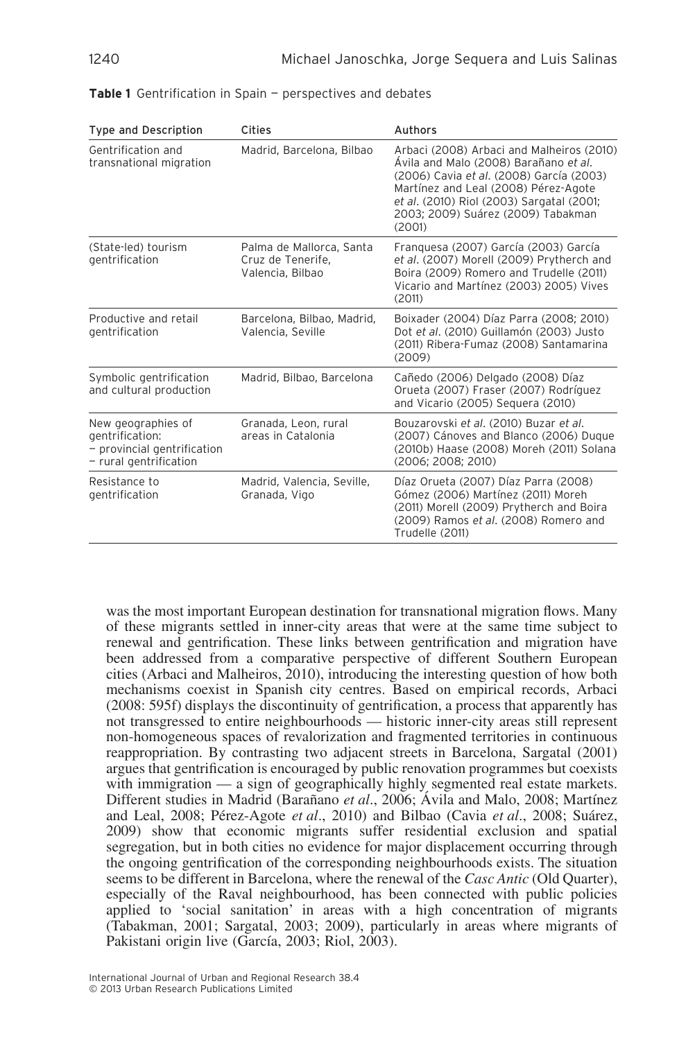**Table 1** Gentrification in Spain — perspectives and debates

| Type and Description | Cities | Authors |
|---|---|---|
| Gentrification and transnational migration | Madrid, Barcelona, Bilbao | Arbaci (2008) Arbaci and Malheiros (2010) Ávila and Malo (2008) Barañano *et al.* (2006) Cavia *et al.* (2008) García (2003) Martínez and Leal (2008) Pérez-Agote *et al.* (2010) Riol (2003) Sargatal (2001; 2003; 2009) Suárez (2009) Tabakman (2001) |
| (State-led) tourism gentrification | Palma de Mallorca, Santa Cruz de Tenerife, Valencia, Bilbao | Franquesa (2007) García (2003) García *et al.* (2007) Morell (2009) Prytherch and Boira (2009) Romero and Trudelle (2011) Vicario and Martínez (2003) 2005) Vives (2011) |
| Productive and retail gentrification | Barcelona, Bilbao, Madrid, Valencia, Seville | Boixader (2004) Díaz Parra (2008; 2010) Dot *et al.* (2010) Guillamón (2003) Justo (2011) Ribera-Fumaz (2008) Santamarina (2009) |
| Symbolic gentrification and cultural production | Madrid, Bilbao, Barcelona | Cañedo (2006) Delgado (2008) Díaz Orueta (2007) Fraser (2007) Rodríguez and Vicario (2005) Sequera (2010) |
| New geographies of gentrification: – provincial gentrification – rural gentrification | Granada, Leon, rural areas in Catalonia | Bouzarovski *et al.* (2010) Buzar *et al.* (2007) Cánoves and Blanco (2006) Duque (2010b) Haase (2008) Moreh (2011) Solana (2006; 2008; 2010) |
| Resistance to gentrification | Madrid, Valencia, Seville, Granada, Vigo | Díaz Orueta (2007) Díaz Parra (2008) Gómez (2006) Martínez (2011) Moreh (2011) Morell (2009) Prytherch and Boira (2009) Ramos *et al.* (2008) Romero and Trudelle (2011) |

was the most important European destination for transnational migration flows. Many of these migrants settled in inner-city areas that were at the same time subject to renewal and gentrification. These links between gentrification and migration have been addressed from a comparative perspective of different Southern European cities (Arbaci and Malheiros, 2010), introducing the interesting question of how both mechanisms coexist in Spanish city centres. Based on empirical records, Arbaci (2008: 595f) displays the discontinuity of gentrification, a process that apparently has not transgressed to entire neighbourhoods — historic inner-city areas still represent non-homogeneous spaces of revalorization and fragmented territories in continuous reappropriation. By contrasting two adjacent streets in Barcelona, Sargatal (2001) argues that gentrification is encouraged by public renovation programmes but coexists with immigration — a sign of geographically highly segmented real estate markets. Different studies in Madrid (Barañano *et al*., 2006; Ávila and Malo, 2008; Martínez and Leal, 2008; Pérez-Agote *et al*., 2010) and Bilbao (Cavia *et al*., 2008; Suárez, 2009) show that economic migrants suffer residential exclusion and spatial segregation, but in both cities no evidence for major displacement occurring through the ongoing gentrification of the corresponding neighbourhoods exists. The situation seems to be different in Barcelona, where the renewal of the *Casc Antic* (Old Quarter), especially of the Raval neighbourhood, has been connected with public policies applied to 'social sanitation' in areas with a high concentration of migrants (Tabakman, 2001; Sargatal, 2003; 2009), particularly in areas where migrants of Pakistani origin live (García, 2003; Riol, 2003).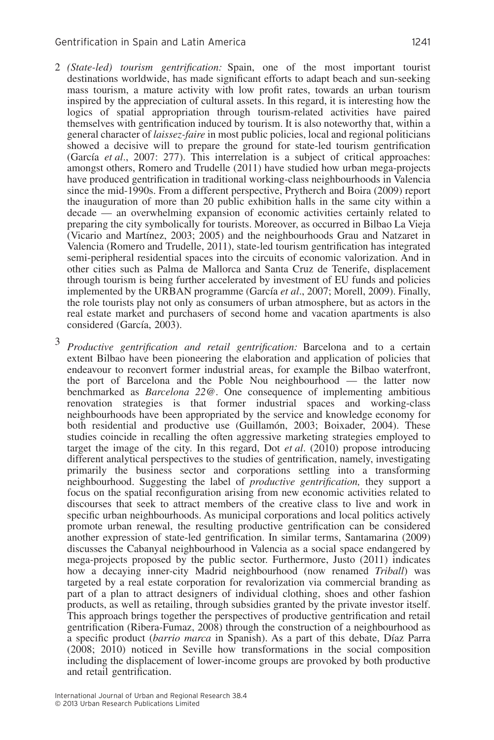2. *(State-led) tourism gentrification:* Spain, one of the most important tourist destinations worldwide, has made significant efforts to adapt beach and sun-seeking mass tourism, a mature activity with low profit rates, towards an urban tourism inspired by the appreciation of cultural assets. In this regard, it is interesting how the logics of spatial appropriation through tourism-related activities have paired themselves with gentrification induced by tourism. It is also noteworthy that, within a general character of *laissez-faire* in most public policies, local and regional politicians showed a decisive will to prepare the ground for state-led tourism gentrification (García *et al*., 2007: 277). This interrelation is a subject of critical approaches: amongst others, Romero and Trudelle (2011) have studied how urban mega-projects have produced gentrification in traditional working-class neighbourhoods in Valencia since the mid-1990s. From a different perspective, Prytherch and Boira (2009) report the inauguration of more than 20 public exhibition halls in the same city within a decade — an overwhelming expansion of economic activities certainly related to preparing the city symbolically for tourists. Moreover, as occurred in Bilbao La Vieja (Vicario and Martínez, 2003; 2005) and the neighbourhoods Grau and Natzaret in Valencia (Romero and Trudelle, 2011), state-led tourism gentrification has integrated semi-peripheral residential spaces into the circuits of economic valorization. And in other cities such as Palma de Mallorca and Santa Cruz de Tenerife, displacement through tourism is being further accelerated by investment of EU funds and policies implemented by the URBAN programme (García *et al*., 2007; Morell, 2009). Finally, the role tourists play not only as consumers of urban atmosphere, but as actors in the real estate market and purchasers of second home and vacation apartments is also considered (García, 2003).

3. *Productive gentrification and retail gentrification:* Barcelona and to a certain extent Bilbao have been pioneering the elaboration and application of policies that endeavour to reconvert former industrial areas, for example the Bilbao waterfront, the port of Barcelona and the Poble Nou neighbourhood — the latter now benchmarked as *Barcelona 22@*. One consequence of implementing ambitious renovation strategies is that former industrial spaces and working-class neighbourhoods have been appropriated by the service and knowledge economy for both residential and productive use (Guillamón, 2003; Boixader, 2004). These studies coincide in recalling the often aggressive marketing strategies employed to target the image of the city. In this regard, Dot *et al*. (2010) propose introducing different analytical perspectives to the studies of gentrification, namely, investigating primarily the business sector and corporations settling into a transforming neighbourhood. Suggesting the label of *productive gentrification,* they support a focus on the spatial reconfiguration arising from new economic activities related to discourses that seek to attract members of the creative class to live and work in specific urban neighbourhoods. As municipal corporations and local politics actively promote urban renewal, the resulting productive gentrification can be considered another expression of state-led gentrification. In similar terms, Santamarina (2009) discusses the Cabanyal neighbourhood in Valencia as a social space endangered by mega-projects proposed by the public sector. Furthermore, Justo (2011) indicates how a decaying inner-city Madrid neighbourhood (now renamed *Triball*) was targeted by a real estate corporation for revalorization via commercial branding as part of a plan to attract designers of individual clothing, shoes and other fashion products, as well as retailing, through subsidies granted by the private investor itself. This approach brings together the perspectives of productive gentrification and retail gentrification (Ribera-Fumaz, 2008) through the construction of a neighbourhood as a specific product (*barrio marca* in Spanish). As a part of this debate, Díaz Parra (2008; 2010) noticed in Seville how transformations in the social composition including the displacement of lower-income groups are provoked by both productive and retail gentrification.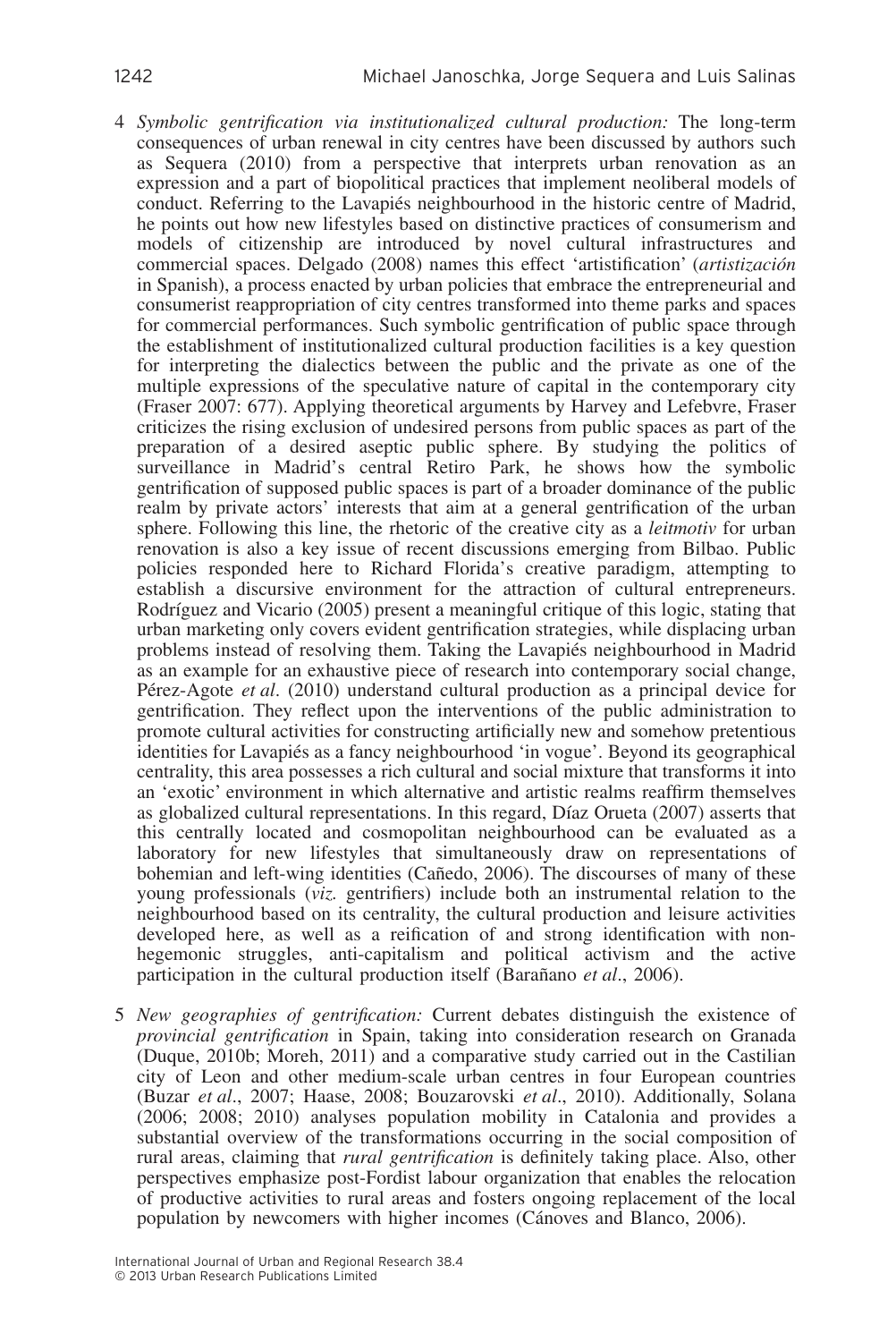4 *Symbolic gentrification via institutionalized cultural production:* The long-term consequences of urban renewal in city centres have been discussed by authors such as Sequera (2010) from a perspective that interprets urban renovation as an expression and a part of biopolitical practices that implement neoliberal models of conduct. Referring to the Lavapiés neighbourhood in the historic centre of Madrid, he points out how new lifestyles based on distinctive practices of consumerism and models of citizenship are introduced by novel cultural infrastructures and commercial spaces. Delgado (2008) names this effect 'artistification' (*artistización* in Spanish), a process enacted by urban policies that embrace the entrepreneurial and consumerist reappropriation of city centres transformed into theme parks and spaces for commercial performances. Such symbolic gentrification of public space through the establishment of institutionalized cultural production facilities is a key question for interpreting the dialectics between the public and the private as one of the multiple expressions of the speculative nature of capital in the contemporary city (Fraser 2007: 677). Applying theoretical arguments by Harvey and Lefebvre, Fraser criticizes the rising exclusion of undesired persons from public spaces as part of the preparation of a desired aseptic public sphere. By studying the politics of surveillance in Madrid's central Retiro Park, he shows how the symbolic gentrification of supposed public spaces is part of a broader dominance of the public realm by private actors' interests that aim at a general gentrification of the urban sphere. Following this line, the rhetoric of the creative city as a *leitmotiv* for urban renovation is also a key issue of recent discussions emerging from Bilbao. Public policies responded here to Richard Florida's creative paradigm, attempting to establish a discursive environment for the attraction of cultural entrepreneurs. Rodríguez and Vicario (2005) present a meaningful critique of this logic, stating that urban marketing only covers evident gentrification strategies, while displacing urban problems instead of resolving them. Taking the Lavapiés neighbourhood in Madrid as an example for an exhaustive piece of research into contemporary social change, Pérez-Agote *et al*. (2010) understand cultural production as a principal device for gentrification. They reflect upon the interventions of the public administration to promote cultural activities for constructing artificially new and somehow pretentious identities for Lavapiés as a fancy neighbourhood 'in vogue'. Beyond its geographical centrality, this area possesses a rich cultural and social mixture that transforms it into an 'exotic' environment in which alternative and artistic realms reaffirm themselves as globalized cultural representations. In this regard, Díaz Orueta (2007) asserts that this centrally located and cosmopolitan neighbourhood can be evaluated as a laboratory for new lifestyles that simultaneously draw on representations of bohemian and left-wing identities (Cañedo, 2006). The discourses of many of these young professionals (*viz.* gentrifiers) include both an instrumental relation to the neighbourhood based on its centrality, the cultural production and leisure activities developed here, as well as a reification of and strong identification with non-hegemonic struggles, anti-capitalism and political activism and the active participation in the cultural production itself (Barañano *et al*., 2006).

5 *New geographies of gentrification:* Current debates distinguish the existence of *provincial gentrification* in Spain, taking into consideration research on Granada (Duque, 2010b; Moreh, 2011) and a comparative study carried out in the Castilian city of Leon and other medium-scale urban centres in four European countries (Buzar *et al*., 2007; Haase, 2008; Bouzarovski *et al*., 2010). Additionally, Solana (2006; 2008; 2010) analyses population mobility in Catalonia and provides a substantial overview of the transformations occurring in the social composition of rural areas, claiming that *rural gentrification* is definitely taking place. Also, other perspectives emphasize post-Fordist labour organization that enables the relocation of productive activities to rural areas and fosters ongoing replacement of the local population by newcomers with higher incomes (Cánoves and Blanco, 2006).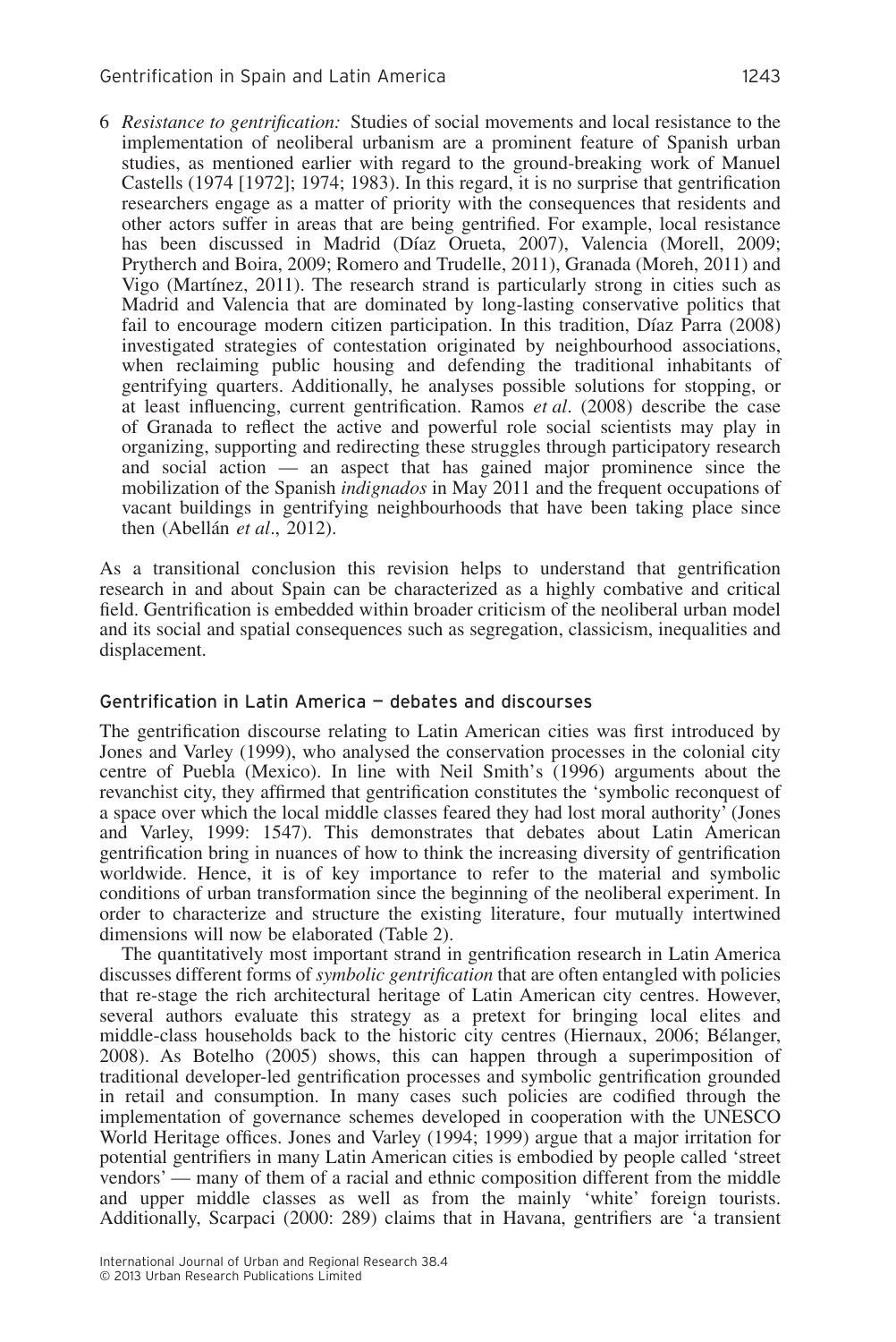6 *Resistance to gentrification:* Studies of social movements and local resistance to the implementation of neoliberal urbanism are a prominent feature of Spanish urban studies, as mentioned earlier with regard to the ground-breaking work of Manuel Castells (1974 [1972]; 1974; 1983). In this regard, it is no surprise that gentrification researchers engage as a matter of priority with the consequences that residents and other actors suffer in areas that are being gentrified. For example, local resistance has been discussed in Madrid (Díaz Orueta, 2007), Valencia (Morell, 2009; Prytherch and Boira, 2009; Romero and Trudelle, 2011), Granada (Moreh, 2011) and Vigo (Martínez, 2011). The research strand is particularly strong in cities such as Madrid and Valencia that are dominated by long-lasting conservative politics that fail to encourage modern citizen participation. In this tradition, Díaz Parra (2008) investigated strategies of contestation originated by neighbourhood associations, when reclaiming public housing and defending the traditional inhabitants of gentrifying quarters. Additionally, he analyses possible solutions for stopping, or at least influencing, current gentrification. Ramos *et al*. (2008) describe the case of Granada to reflect the active and powerful role social scientists may play in organizing, supporting and redirecting these struggles through participatory research and social action — an aspect that has gained major prominence since the mobilization of the Spanish *indignados* in May 2011 and the frequent occupations of vacant buildings in gentrifying neighbourhoods that have been taking place since then (Abellán *et al*., 2012).

As a transitional conclusion this revision helps to understand that gentrification research in and about Spain can be characterized as a highly combative and critical field. Gentrification is embedded within broader criticism of the neoliberal urban model and its social and spatial consequences such as segregation, classicism, inequalities and displacement.

## Gentrification in Latin America — debates and discourses

The gentrification discourse relating to Latin American cities was first introduced by Jones and Varley (1999), who analysed the conservation processes in the colonial city centre of Puebla (Mexico). In line with Neil Smith's (1996) arguments about the revanchist city, they affirmed that gentrification constitutes the 'symbolic reconquest of a space over which the local middle classes feared they had lost moral authority' (Jones and Varley, 1999: 1547). This demonstrates that debates about Latin American gentrification bring in nuances of how to think the increasing diversity of gentrification worldwide. Hence, it is of key importance to refer to the material and symbolic conditions of urban transformation since the beginning of the neoliberal experiment. In order to characterize and structure the existing literature, four mutually intertwined dimensions will now be elaborated (Table 2).

The quantitatively most important strand in gentrification research in Latin America discusses different forms of *symbolic gentrification* that are often entangled with policies that re-stage the rich architectural heritage of Latin American city centres. However, several authors evaluate this strategy as a pretext for bringing local elites and middle-class households back to the historic city centres (Hiernaux, 2006; Bélanger, 2008). As Botelho (2005) shows, this can happen through a superimposition of traditional developer-led gentrification processes and symbolic gentrification grounded in retail and consumption. In many cases such policies are codified through the implementation of governance schemes developed in cooperation with the UNESCO World Heritage offices. Jones and Varley (1994; 1999) argue that a major irritation for potential gentrifiers in many Latin American cities is embodied by people called 'street vendors' — many of them of a racial and ethnic composition different from the middle and upper middle classes as well as from the mainly 'white' foreign tourists. Additionally, Scarpaci (2000: 289) claims that in Havana, gentrifiers are 'a transient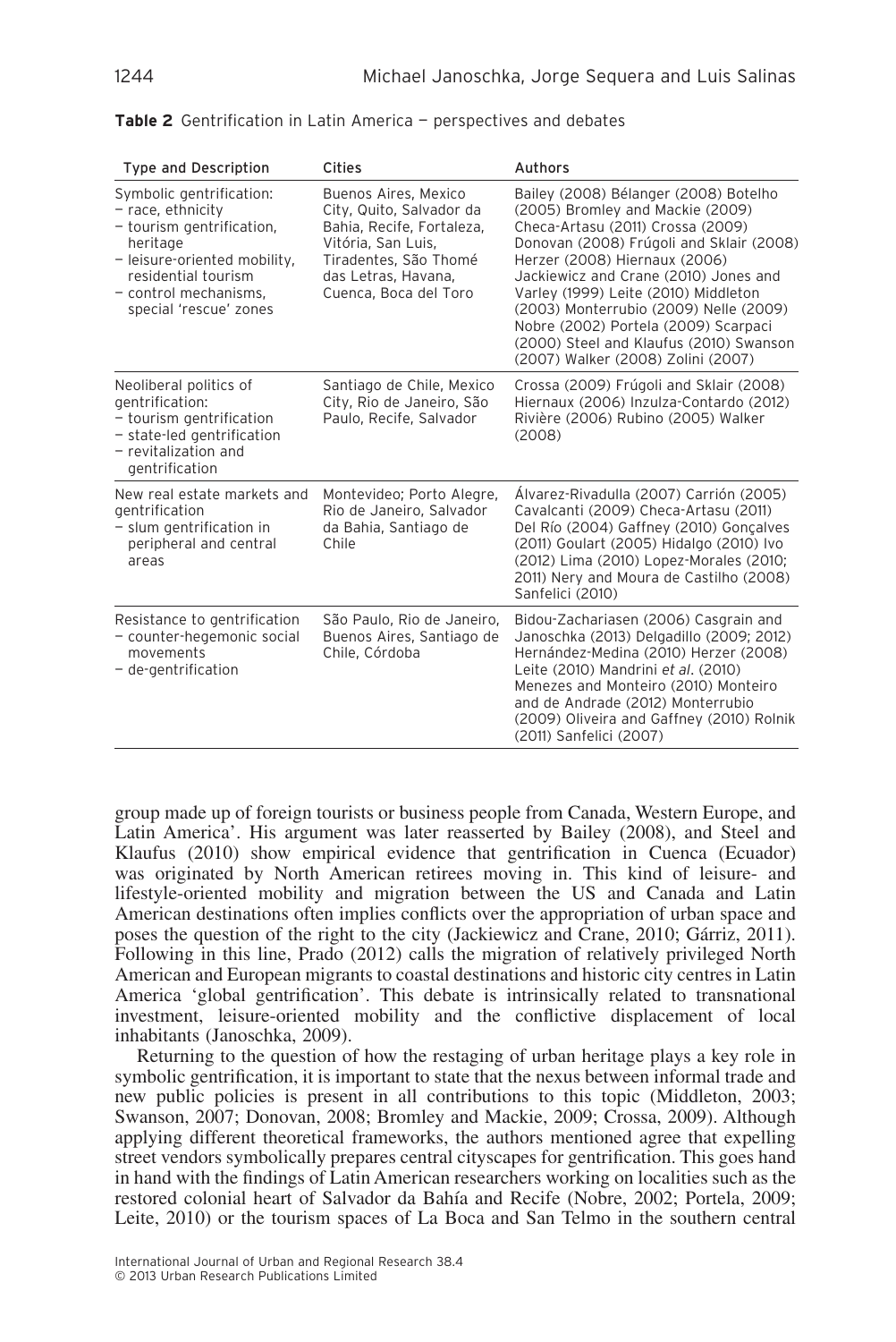**Table 2** Gentrification in Latin America — perspectives and debates

| Type and Description | Cities | Authors |
|---|---|---|
| Symbolic gentrification:<br>– race, ethnicity<br>– tourism gentrification, heritage<br>– leisure-oriented mobility, residential tourism<br>– control mechanisms, special 'rescue' zones | Buenos Aires, Mexico City, Quito, Salvador da Bahia, Recife, Fortaleza, Vitória, San Luis, Tiradentes, São Thomé das Letras, Havana, Cuenca, Boca del Toro | Bailey (2008) Bélanger (2008) Botelho (2005) Bromley and Mackie (2009) Checa-Artasu (2011) Crossa (2009) Donovan (2008) Frúgoli and Sklair (2008) Herzer (2008) Hiernaux (2006) Jackiewicz and Crane (2010) Jones and Varley (1999) Leite (2010) Middleton (2003) Monterrubio (2009) Nelle (2009) Nobre (2002) Portela (2009) Scarpaci (2000) Steel and Klaufus (2010) Swanson (2007) Walker (2008) Zolini (2007) |
| Neoliberal politics of gentrification:<br>– tourism gentrification<br>– state-led gentrification<br>– revitalization and gentrification | Santiago de Chile, Mexico City, Rio de Janeiro, São Paulo, Recife, Salvador | Crossa (2009) Frúgoli and Sklair (2008) Hiernaux (2006) Inzulza-Contardo (2012) Rivière (2006) Rubino (2005) Walker (2008) |
| New real estate markets and gentrification<br>– slum gentrification in peripheral and central areas | Montevideo; Porto Alegre, Rio de Janeiro, Salvador da Bahia, Santiago de Chile | Álvarez-Rivadulla (2007) Carrión (2005) Cavalcanti (2009) Checa-Artasu (2011) Del Río (2004) Gaffney (2010) Gonçalves (2011) Goulart (2005) Hidalgo (2010) Ivo (2012) Lima (2010) Lopez-Morales (2010; 2011) Nery and Moura de Castilho (2008) Sanfelici (2010) |
| Resistance to gentrification<br>– counter-hegemonic social movements<br>– de-gentrification | São Paulo, Rio de Janeiro, Buenos Aires, Santiago de Chile, Córdoba | Bidou-Zachariasen (2006) Casgrain and Janoschka (2013) Delgadillo (2009; 2012) Hernández-Medina (2010) Herzer (2008) Leite (2010) Mandrini *et al.* (2010) Menezes and Monteiro (2010) Monteiro and de Andrade (2012) Monterrubio (2009) Oliveira and Gaffney (2010) Rolnik (2011) Sanfelici (2007) |

group made up of foreign tourists or business people from Canada, Western Europe, and Latin America'. His argument was later reasserted by Bailey (2008), and Steel and Klaufus (2010) show empirical evidence that gentrification in Cuenca (Ecuador) was originated by North American retirees moving in. This kind of leisure- and lifestyle-oriented mobility and migration between the US and Canada and Latin American destinations often implies conflicts over the appropriation of urban space and poses the question of the right to the city (Jackiewicz and Crane, 2010; Gárriz, 2011). Following in this line, Prado (2012) calls the migration of relatively privileged North American and European migrants to coastal destinations and historic city centres in Latin America 'global gentrification'. This debate is intrinsically related to transnational investment, leisure-oriented mobility and the conflictive displacement of local inhabitants (Janoschka, 2009).

Returning to the question of how the restaging of urban heritage plays a key role in symbolic gentrification, it is important to state that the nexus between informal trade and new public policies is present in all contributions to this topic (Middleton, 2003; Swanson, 2007; Donovan, 2008; Bromley and Mackie, 2009; Crossa, 2009). Although applying different theoretical frameworks, the authors mentioned agree that expelling street vendors symbolically prepares central cityscapes for gentrification. This goes hand in hand with the findings of Latin American researchers working on localities such as the restored colonial heart of Salvador da Bahía and Recife (Nobre, 2002; Portela, 2009; Leite, 2010) or the tourism spaces of La Boca and San Telmo in the southern central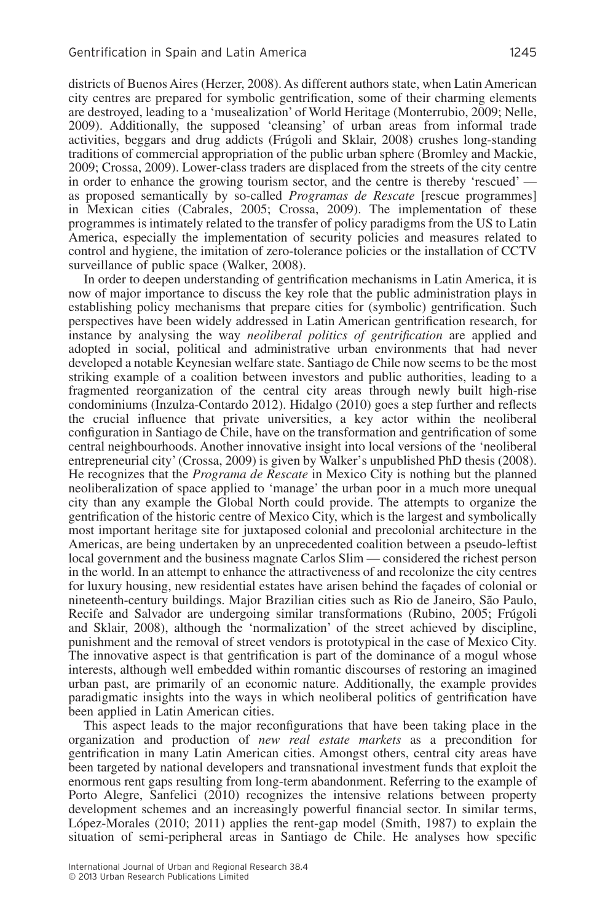districts of Buenos Aires (Herzer, 2008). As different authors state, when Latin American city centres are prepared for symbolic gentrification, some of their charming elements are destroyed, leading to a 'musealization' of World Heritage (Monterrubio, 2009; Nelle, 2009). Additionally, the supposed 'cleansing' of urban areas from informal trade activities, beggars and drug addicts (Frúgoli and Sklair, 2008) crushes long-standing traditions of commercial appropriation of the public urban sphere (Bromley and Mackie, 2009; Crossa, 2009). Lower-class traders are displaced from the streets of the city centre in order to enhance the growing tourism sector, and the centre is thereby 'rescued' — as proposed semantically by so-called *Programas de Rescate* [rescue programmes] in Mexican cities (Cabrales, 2005; Crossa, 2009). The implementation of these programmes is intimately related to the transfer of policy paradigms from the US to Latin America, especially the implementation of security policies and measures related to control and hygiene, the imitation of zero-tolerance policies or the installation of CCTV surveillance of public space (Walker, 2008).

In order to deepen understanding of gentrification mechanisms in Latin America, it is now of major importance to discuss the key role that the public administration plays in establishing policy mechanisms that prepare cities for (symbolic) gentrification. Such perspectives have been widely addressed in Latin American gentrification research, for instance by analysing the way *neoliberal politics of gentrification* are applied and adopted in social, political and administrative urban environments that have never developed a notable Keynesian welfare state. Santiago de Chile now seems to be the most striking example of a coalition between investors and public authorities, leading to a fragmented reorganization of the central city areas through newly built high-rise condominiums (Inzulza-Contardo 2012). Hidalgo (2010) goes a step further and reflects the crucial influence that private universities, a key actor within the neoliberal configuration in Santiago de Chile, have on the transformation and gentrification of some central neighbourhoods. Another innovative insight into local versions of the 'neoliberal entrepreneurial city' (Crossa, 2009) is given by Walker's unpublished PhD thesis (2008). He recognizes that the *Programa de Rescate* in Mexico City is nothing but the planned neoliberalization of space applied to 'manage' the urban poor in a much more unequal city than any example the Global North could provide. The attempts to organize the gentrification of the historic centre of Mexico City, which is the largest and symbolically most important heritage site for juxtaposed colonial and precolonial architecture in the Americas, are being undertaken by an unprecedented coalition between a pseudo-leftist local government and the business magnate Carlos Slim — considered the richest person in the world. In an attempt to enhance the attractiveness of and recolonize the city centres for luxury housing, new residential estates have arisen behind the façades of colonial or nineteenth-century buildings. Major Brazilian cities such as Rio de Janeiro, São Paulo, Recife and Salvador are undergoing similar transformations (Rubino, 2005; Frúgoli and Sklair, 2008), although the 'normalization' of the street achieved by discipline, punishment and the removal of street vendors is prototypical in the case of Mexico City. The innovative aspect is that gentrification is part of the dominance of a mogul whose interests, although well embedded within romantic discourses of restoring an imagined urban past, are primarily of an economic nature. Additionally, the example provides paradigmatic insights into the ways in which neoliberal politics of gentrification have been applied in Latin American cities.

This aspect leads to the major reconfigurations that have been taking place in the organization and production of *new real estate markets* as a precondition for gentrification in many Latin American cities. Amongst others, central city areas have been targeted by national developers and transnational investment funds that exploit the enormous rent gaps resulting from long-term abandonment. Referring to the example of Porto Alegre, Sanfelici (2010) recognizes the intensive relations between property development schemes and an increasingly powerful financial sector. In similar terms, López-Morales (2010; 2011) applies the rent-gap model (Smith, 1987) to explain the situation of semi-peripheral areas in Santiago de Chile. He analyses how specific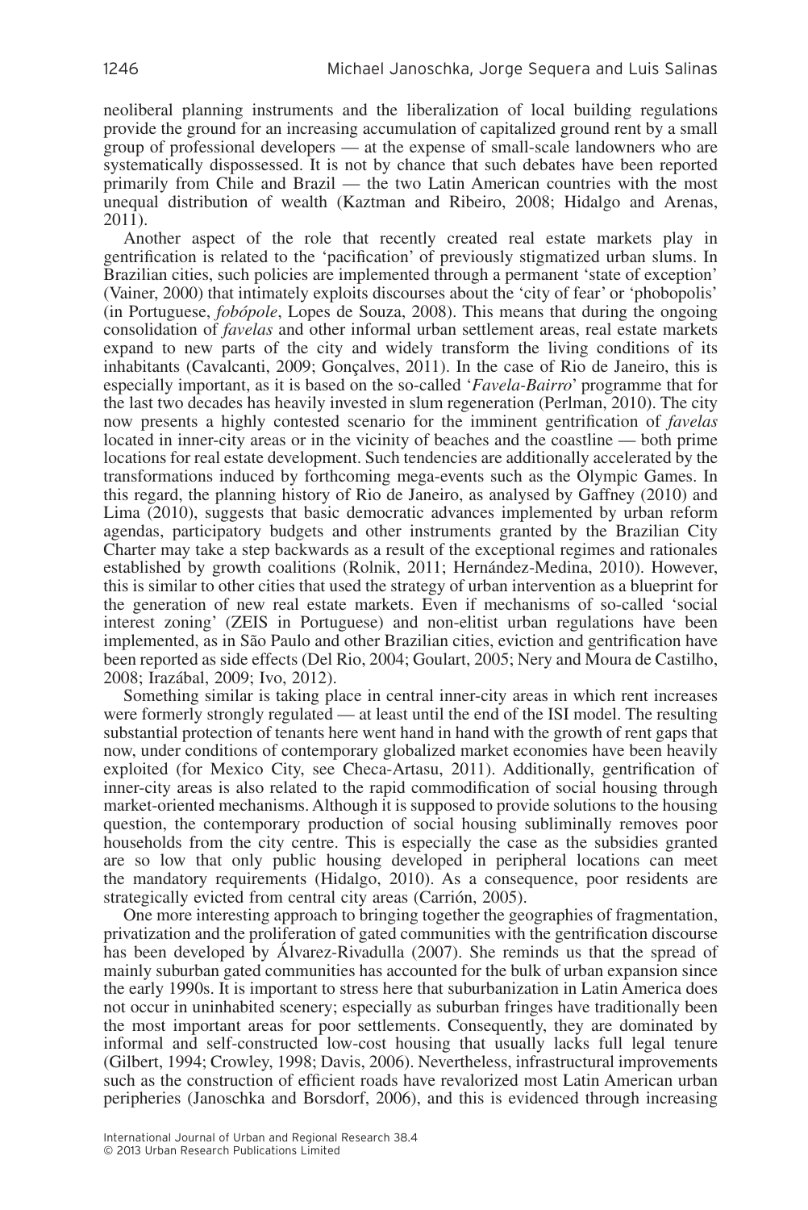neoliberal planning instruments and the liberalization of local building regulations provide the ground for an increasing accumulation of capitalized ground rent by a small group of professional developers — at the expense of small-scale landowners who are systematically dispossessed. It is not by chance that such debates have been reported primarily from Chile and Brazil — the two Latin American countries with the most unequal distribution of wealth (Kaztman and Ribeiro, 2008; Hidalgo and Arenas, 2011).

Another aspect of the role that recently created real estate markets play in gentrification is related to the 'pacification' of previously stigmatized urban slums. In Brazilian cities, such policies are implemented through a permanent 'state of exception' (Vainer, 2000) that intimately exploits discourses about the 'city of fear' or 'phobopolis' (in Portuguese, *fobópole*, Lopes de Souza, 2008). This means that during the ongoing consolidation of *favelas* and other informal urban settlement areas, real estate markets expand to new parts of the city and widely transform the living conditions of its inhabitants (Cavalcanti, 2009; Gonçalves, 2011). In the case of Rio de Janeiro, this is especially important, as it is based on the so-called '*Favela-Bairro*' programme that for the last two decades has heavily invested in slum regeneration (Perlman, 2010). The city now presents a highly contested scenario for the imminent gentrification of *favelas* located in inner-city areas or in the vicinity of beaches and the coastline — both prime locations for real estate development. Such tendencies are additionally accelerated by the transformations induced by forthcoming mega-events such as the Olympic Games. In this regard, the planning history of Rio de Janeiro, as analysed by Gaffney (2010) and Lima (2010), suggests that basic democratic advances implemented by urban reform agendas, participatory budgets and other instruments granted by the Brazilian City Charter may take a step backwards as a result of the exceptional regimes and rationales established by growth coalitions (Rolnik, 2011; Hernández-Medina, 2010). However, this is similar to other cities that used the strategy of urban intervention as a blueprint for the generation of new real estate markets. Even if mechanisms of so-called 'social interest zoning' (ZEIS in Portuguese) and non-elitist urban regulations have been implemented, as in São Paulo and other Brazilian cities, eviction and gentrification have been reported as side effects (Del Rio, 2004; Goulart, 2005; Nery and Moura de Castilho, 2008; Irazábal, 2009; Ivo, 2012).

Something similar is taking place in central inner-city areas in which rent increases were formerly strongly regulated — at least until the end of the ISI model. The resulting substantial protection of tenants here went hand in hand with the growth of rent gaps that now, under conditions of contemporary globalized market economies have been heavily exploited (for Mexico City, see Checa-Artasu, 2011). Additionally, gentrification of inner-city areas is also related to the rapid commodification of social housing through market-oriented mechanisms. Although it is supposed to provide solutions to the housing question, the contemporary production of social housing subliminally removes poor households from the city centre. This is especially the case as the subsidies granted are so low that only public housing developed in peripheral locations can meet the mandatory requirements (Hidalgo, 2010). As a consequence, poor residents are strategically evicted from central city areas (Carrión, 2005).

One more interesting approach to bringing together the geographies of fragmentation, privatization and the proliferation of gated communities with the gentrification discourse has been developed by Álvarez-Rivadulla (2007). She reminds us that the spread of mainly suburban gated communities has accounted for the bulk of urban expansion since the early 1990s. It is important to stress here that suburbanization in Latin America does not occur in uninhabited scenery; especially as suburban fringes have traditionally been the most important areas for poor settlements. Consequently, they are dominated by informal and self-constructed low-cost housing that usually lacks full legal tenure (Gilbert, 1994; Crowley, 1998; Davis, 2006). Nevertheless, infrastructural improvements such as the construction of efficient roads have revalorized most Latin American urban peripheries (Janoschka and Borsdorf, 2006), and this is evidenced through increasing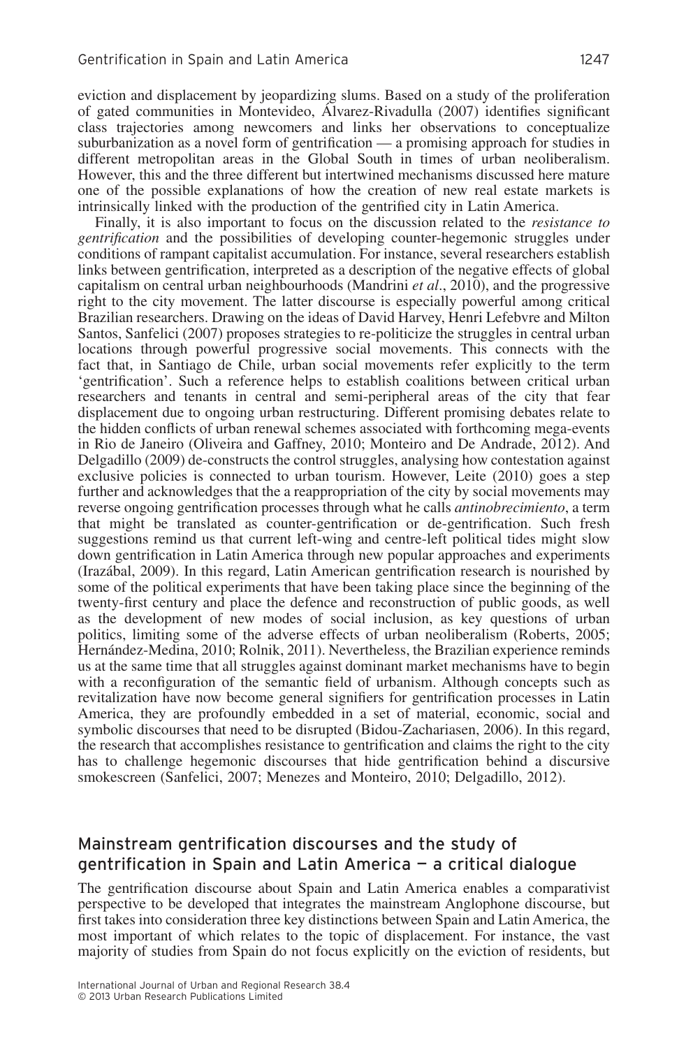eviction and displacement by jeopardizing slums. Based on a study of the proliferation of gated communities in Montevideo, Álvarez-Rivadulla (2007) identifies significant class trajectories among newcomers and links her observations to conceptualize suburbanization as a novel form of gentrification — a promising approach for studies in different metropolitan areas in the Global South in times of urban neoliberalism. However, this and the three different but intertwined mechanisms discussed here mature one of the possible explanations of how the creation of new real estate markets is intrinsically linked with the production of the gentrified city in Latin America.

Finally, it is also important to focus on the discussion related to the *resistance to gentrification* and the possibilities of developing counter-hegemonic struggles under conditions of rampant capitalist accumulation. For instance, several researchers establish links between gentrification, interpreted as a description of the negative effects of global capitalism on central urban neighbourhoods (Mandrini *et al*., 2010), and the progressive right to the city movement. The latter discourse is especially powerful among critical Brazilian researchers. Drawing on the ideas of David Harvey, Henri Lefebvre and Milton Santos, Sanfelici (2007) proposes strategies to re-politicize the struggles in central urban locations through powerful progressive social movements. This connects with the fact that, in Santiago de Chile, urban social movements refer explicitly to the term 'gentrification'. Such a reference helps to establish coalitions between critical urban researchers and tenants in central and semi-peripheral areas of the city that fear displacement due to ongoing urban restructuring. Different promising debates relate to the hidden conflicts of urban renewal schemes associated with forthcoming mega-events in Rio de Janeiro (Oliveira and Gaffney, 2010; Monteiro and De Andrade, 2012). And Delgadillo (2009) de-constructs the control struggles, analysing how contestation against exclusive policies is connected to urban tourism. However, Leite (2010) goes a step further and acknowledges that the a reappropriation of the city by social movements may reverse ongoing gentrification processes through what he calls *antinobrecimiento*, a term that might be translated as counter-gentrification or de-gentrification. Such fresh suggestions remind us that current left-wing and centre-left political tides might slow down gentrification in Latin America through new popular approaches and experiments (Irazábal, 2009). In this regard, Latin American gentrification research is nourished by some of the political experiments that have been taking place since the beginning of the twenty-first century and place the defence and reconstruction of public goods, as well as the development of new modes of social inclusion, as key questions of urban politics, limiting some of the adverse effects of urban neoliberalism (Roberts, 2005; Hernández-Medina, 2010; Rolnik, 2011). Nevertheless, the Brazilian experience reminds us at the same time that all struggles against dominant market mechanisms have to begin with a reconfiguration of the semantic field of urbanism. Although concepts such as revitalization have now become general signifiers for gentrification processes in Latin America, they are profoundly embedded in a set of material, economic, social and symbolic discourses that need to be disrupted (Bidou-Zachariasen, 2006). In this regard, the research that accomplishes resistance to gentrification and claims the right to the city has to challenge hegemonic discourses that hide gentrification behind a discursive smokescreen (Sanfelici, 2007; Menezes and Monteiro, 2010; Delgadillo, 2012).

## Mainstream gentrification discourses and the study of gentrification in Spain and Latin America — a critical dialogue

The gentrification discourse about Spain and Latin America enables a comparativist perspective to be developed that integrates the mainstream Anglophone discourse, but first takes into consideration three key distinctions between Spain and Latin America, the most important of which relates to the topic of displacement. For instance, the vast majority of studies from Spain do not focus explicitly on the eviction of residents, but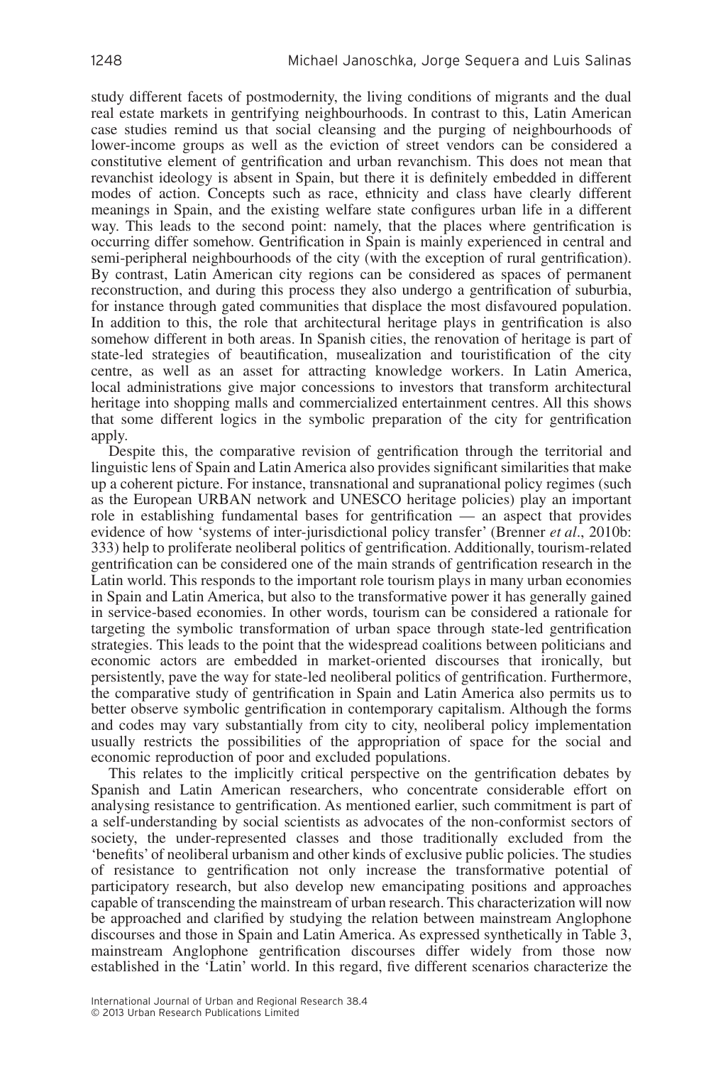study different facets of postmodernity, the living conditions of migrants and the dual real estate markets in gentrifying neighbourhoods. In contrast to this, Latin American case studies remind us that social cleansing and the purging of neighbourhoods of lower-income groups as well as the eviction of street vendors can be considered a constitutive element of gentrification and urban revanchism. This does not mean that revanchist ideology is absent in Spain, but there it is definitely embedded in different modes of action. Concepts such as race, ethnicity and class have clearly different meanings in Spain, and the existing welfare state configures urban life in a different way. This leads to the second point: namely, that the places where gentrification is occurring differ somehow. Gentrification in Spain is mainly experienced in central and semi-peripheral neighbourhoods of the city (with the exception of rural gentrification). By contrast, Latin American city regions can be considered as spaces of permanent reconstruction, and during this process they also undergo a gentrification of suburbia, for instance through gated communities that displace the most disfavoured population. In addition to this, the role that architectural heritage plays in gentrification is also somehow different in both areas. In Spanish cities, the renovation of heritage is part of state-led strategies of beautification, musealization and touristification of the city centre, as well as an asset for attracting knowledge workers. In Latin America, local administrations give major concessions to investors that transform architectural heritage into shopping malls and commercialized entertainment centres. All this shows that some different logics in the symbolic preparation of the city for gentrification apply.

Despite this, the comparative revision of gentrification through the territorial and linguistic lens of Spain and Latin America also provides significant similarities that make up a coherent picture. For instance, transnational and supranational policy regimes (such as the European URBAN network and UNESCO heritage policies) play an important role in establishing fundamental bases for gentrification — an aspect that provides evidence of how 'systems of inter-jurisdictional policy transfer' (Brenner *et al*., 2010b: 333) help to proliferate neoliberal politics of gentrification. Additionally, tourism-related gentrification can be considered one of the main strands of gentrification research in the Latin world. This responds to the important role tourism plays in many urban economies in Spain and Latin America, but also to the transformative power it has generally gained in service-based economies. In other words, tourism can be considered a rationale for targeting the symbolic transformation of urban space through state-led gentrification strategies. This leads to the point that the widespread coalitions between politicians and economic actors are embedded in market-oriented discourses that ironically, but persistently, pave the way for state-led neoliberal politics of gentrification. Furthermore, the comparative study of gentrification in Spain and Latin America also permits us to better observe symbolic gentrification in contemporary capitalism. Although the forms and codes may vary substantially from city to city, neoliberal policy implementation usually restricts the possibilities of the appropriation of space for the social and economic reproduction of poor and excluded populations.

This relates to the implicitly critical perspective on the gentrification debates by Spanish and Latin American researchers, who concentrate considerable effort on analysing resistance to gentrification. As mentioned earlier, such commitment is part of a self-understanding by social scientists as advocates of the non-conformist sectors of society, the under-represented classes and those traditionally excluded from the 'benefits' of neoliberal urbanism and other kinds of exclusive public policies. The studies of resistance to gentrification not only increase the transformative potential of participatory research, but also develop new emancipating positions and approaches capable of transcending the mainstream of urban research. This characterization will now be approached and clarified by studying the relation between mainstream Anglophone discourses and those in Spain and Latin America. As expressed synthetically in Table 3, mainstream Anglophone gentrification discourses differ widely from those now established in the 'Latin' world. In this regard, five different scenarios characterize the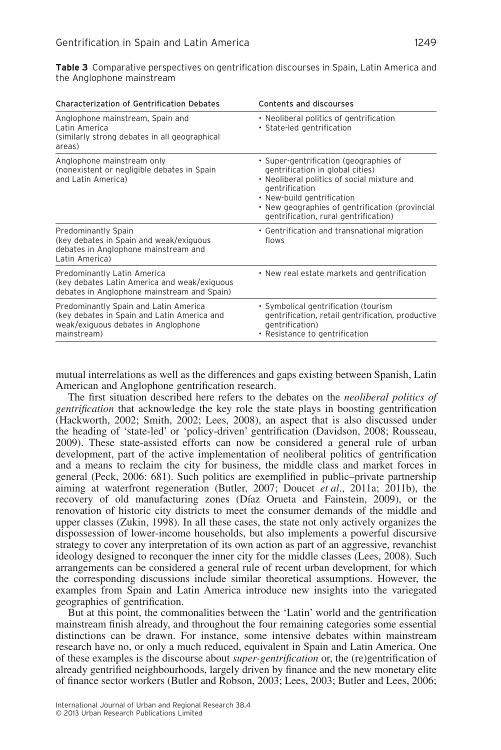**Table 3** Comparative perspectives on gentrification discourses in Spain, Latin America and the Anglophone mainstream

| Characterization of Gentrification Debates | Contents and discourses |
|---|---|
| Anglophone mainstream, Spain and Latin America (similarly strong debates in all geographical areas) | • Neoliberal politics of gentrification<br>• State-led gentrification |
| Anglophone mainstream only (nonexistent or negligible debates in Spain and Latin America) | • Super-gentrification (geographies of gentrification in global cities)<br>• Neoliberal politics of social mixture and gentrification<br>• New-build gentrification<br>• New geographies of gentrification (provincial gentrification, rural gentrification) |
| Predominantly Spain (key debates in Spain and weak/exiguous debates in Anglophone mainstream and Latin America) | • Gentrification and transnational migration flows |
| Predominantly Latin America (key debates Latin America and weak/exiguous debates in Anglophone mainstream and Spain) | • New real estate markets and gentrification |
| Predominantly Spain and Latin America (key debates in Spain and Latin America and weak/exiguous debates in Anglophone mainstream) | • Symbolical gentrification (tourism gentrification, retail gentrification, productive gentrification)<br>• Resistance to gentrification |

mutual interrelations as well as the differences and gaps existing between Spanish, Latin American and Anglophone gentrification research.

The first situation described here refers to the debates on the *neoliberal politics of gentrification* that acknowledge the key role the state plays in boosting gentrification (Hackworth, 2002; Smith, 2002; Lees, 2008), an aspect that is also discussed under the heading of 'state-led' or 'policy-driven' gentrification (Davidson, 2008; Rousseau, 2009). These state-assisted efforts can now be considered a general rule of urban development, part of the active implementation of neoliberal politics of gentrification and a means to reclaim the city for business, the middle class and market forces in general (Peck, 2006: 681). Such politics are exemplified in public–private partnership aiming at waterfront regeneration (Butler, 2007; Doucet *et al*., 2011a; 2011b), the recovery of old manufacturing zones (Díaz Orueta and Fainstein, 2009), or the renovation of historic city districts to meet the consumer demands of the middle and upper classes (Zukin, 1998). In all these cases, the state not only actively organizes the dispossession of lower-income households, but also implements a powerful discursive strategy to cover any interpretation of its own action as part of an aggressive, revanchist ideology designed to reconquer the inner city for the middle classes (Lees, 2008). Such arrangements can be considered a general rule of recent urban development, for which the corresponding discussions include similar theoretical assumptions. However, the examples from Spain and Latin America introduce new insights into the variegated geographies of gentrification.

But at this point, the commonalities between the 'Latin' world and the gentrification mainstream finish already, and throughout the four remaining categories some essential distinctions can be drawn. For instance, some intensive debates within mainstream research have no, or only a much reduced, equivalent in Spain and Latin America. One of these examples is the discourse about *super-gentrification* or, the (re)gentrification of already gentrified neighbourhoods, largely driven by finance and the new monetary elite of finance sector workers (Butler and Robson, 2003; Lees, 2003; Butler and Lees, 2006;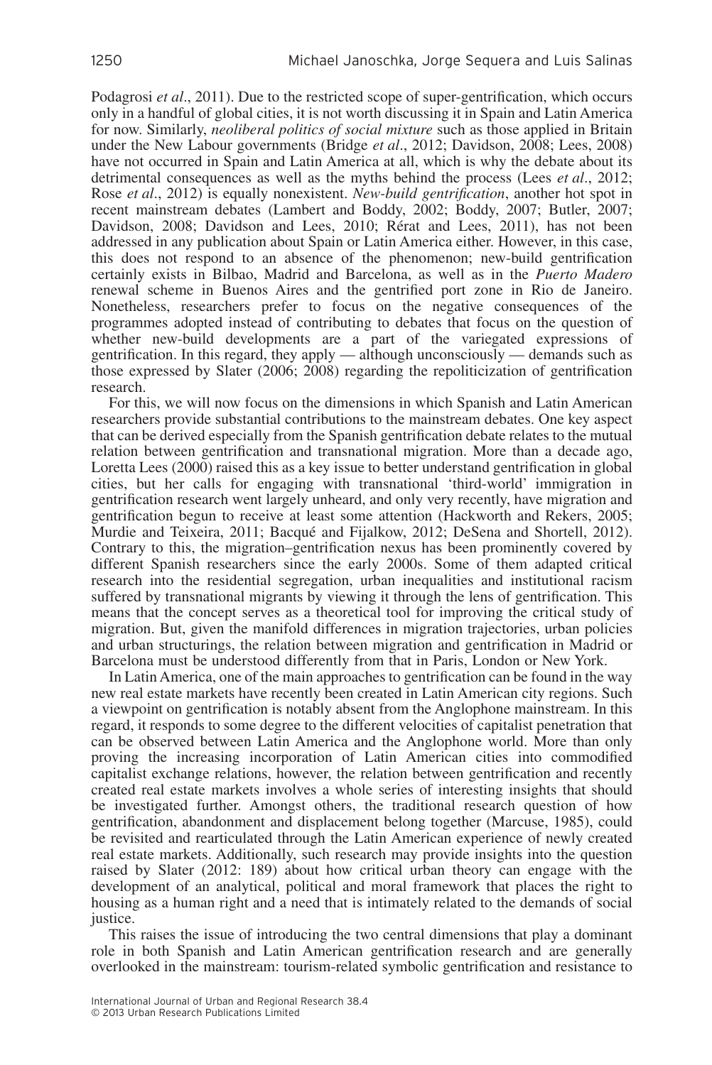Podagrosi *et al*., 2011). Due to the restricted scope of super-gentrification, which occurs only in a handful of global cities, it is not worth discussing it in Spain and Latin America for now. Similarly, *neoliberal politics of social mixture* such as those applied in Britain under the New Labour governments (Bridge *et al*., 2012; Davidson, 2008; Lees, 2008) have not occurred in Spain and Latin America at all, which is why the debate about its detrimental consequences as well as the myths behind the process (Lees *et al*., 2012; Rose *et al*., 2012) is equally nonexistent. *New-build gentrification*, another hot spot in recent mainstream debates (Lambert and Boddy, 2002; Boddy, 2007; Butler, 2007; Davidson, 2008; Davidson and Lees, 2010; Rérat and Lees, 2011), has not been addressed in any publication about Spain or Latin America either. However, in this case, this does not respond to an absence of the phenomenon; new-build gentrification certainly exists in Bilbao, Madrid and Barcelona, as well as in the *Puerto Madero* renewal scheme in Buenos Aires and the gentrified port zone in Rio de Janeiro. Nonetheless, researchers prefer to focus on the negative consequences of the programmes adopted instead of contributing to debates that focus on the question of whether new-build developments are a part of the variegated expressions of gentrification. In this regard, they apply — although unconsciously — demands such as those expressed by Slater (2006; 2008) regarding the repoliticization of gentrification research.

For this, we will now focus on the dimensions in which Spanish and Latin American researchers provide substantial contributions to the mainstream debates. One key aspect that can be derived especially from the Spanish gentrification debate relates to the mutual relation between gentrification and transnational migration. More than a decade ago, Loretta Lees (2000) raised this as a key issue to better understand gentrification in global cities, but her calls for engaging with transnational 'third-world' immigration in gentrification research went largely unheard, and only very recently, have migration and gentrification begun to receive at least some attention (Hackworth and Rekers, 2005; Murdie and Teixeira, 2011; Bacqué and Fijalkow, 2012; DeSena and Shortell, 2012). Contrary to this, the migration–gentrification nexus has been prominently covered by different Spanish researchers since the early 2000s. Some of them adapted critical research into the residential segregation, urban inequalities and institutional racism suffered by transnational migrants by viewing it through the lens of gentrification. This means that the concept serves as a theoretical tool for improving the critical study of migration. But, given the manifold differences in migration trajectories, urban policies and urban structurings, the relation between migration and gentrification in Madrid or Barcelona must be understood differently from that in Paris, London or New York.

In Latin America, one of the main approaches to gentrification can be found in the way new real estate markets have recently been created in Latin American city regions. Such a viewpoint on gentrification is notably absent from the Anglophone mainstream. In this regard, it responds to some degree to the different velocities of capitalist penetration that can be observed between Latin America and the Anglophone world. More than only proving the increasing incorporation of Latin American cities into commodified capitalist exchange relations, however, the relation between gentrification and recently created real estate markets involves a whole series of interesting insights that should be investigated further. Amongst others, the traditional research question of how gentrification, abandonment and displacement belong together (Marcuse, 1985), could be revisited and rearticulated through the Latin American experience of newly created real estate markets. Additionally, such research may provide insights into the question raised by Slater (2012: 189) about how critical urban theory can engage with the development of an analytical, political and moral framework that places the right to housing as a human right and a need that is intimately related to the demands of social justice.

This raises the issue of introducing the two central dimensions that play a dominant role in both Spanish and Latin American gentrification research and are generally overlooked in the mainstream: tourism-related symbolic gentrification and resistance to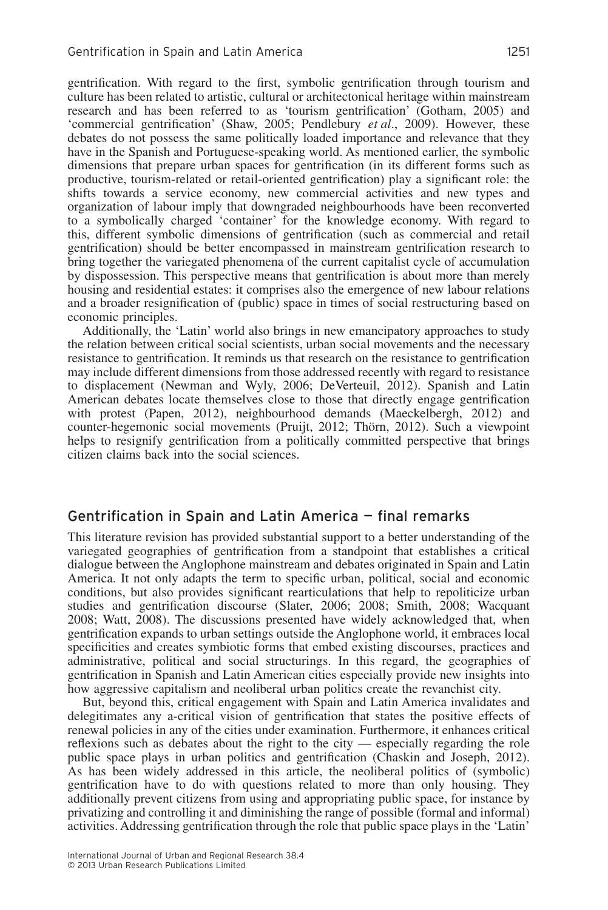gentrification. With regard to the first, symbolic gentrification through tourism and culture has been related to artistic, cultural or architectonical heritage within mainstream research and has been referred to as 'tourism gentrification' (Gotham, 2005) and 'commercial gentrification' (Shaw, 2005; Pendlebury *et al*., 2009). However, these debates do not possess the same politically loaded importance and relevance that they have in the Spanish and Portuguese-speaking world. As mentioned earlier, the symbolic dimensions that prepare urban spaces for gentrification (in its different forms such as productive, tourism-related or retail-oriented gentrification) play a significant role: the shifts towards a service economy, new commercial activities and new types and organization of labour imply that downgraded neighbourhoods have been reconverted to a symbolically charged 'container' for the knowledge economy. With regard to this, different symbolic dimensions of gentrification (such as commercial and retail gentrification) should be better encompassed in mainstream gentrification research to bring together the variegated phenomena of the current capitalist cycle of accumulation by dispossession. This perspective means that gentrification is about more than merely housing and residential estates: it comprises also the emergence of new labour relations and a broader resignification of (public) space in times of social restructuring based on economic principles.

Additionally, the 'Latin' world also brings in new emancipatory approaches to study the relation between critical social scientists, urban social movements and the necessary resistance to gentrification. It reminds us that research on the resistance to gentrification may include different dimensions from those addressed recently with regard to resistance to displacement (Newman and Wyly, 2006; DeVerteuil, 2012). Spanish and Latin American debates locate themselves close to those that directly engage gentrification with protest (Papen, 2012), neighbourhood demands (Maeckelbergh, 2012) and counter-hegemonic social movements (Pruijt, 2012; Thörn, 2012). Such a viewpoint helps to resignify gentrification from a politically committed perspective that brings citizen claims back into the social sciences.

## Gentrification in Spain and Latin America — final remarks

This literature revision has provided substantial support to a better understanding of the variegated geographies of gentrification from a standpoint that establishes a critical dialogue between the Anglophone mainstream and debates originated in Spain and Latin America. It not only adapts the term to specific urban, political, social and economic conditions, but also provides significant rearticulations that help to repoliticize urban studies and gentrification discourse (Slater, 2006; 2008; Smith, 2008; Wacquant 2008; Watt, 2008). The discussions presented have widely acknowledged that, when gentrification expands to urban settings outside the Anglophone world, it embraces local specificities and creates symbiotic forms that embed existing discourses, practices and administrative, political and social structurings. In this regard, the geographies of gentrification in Spanish and Latin American cities especially provide new insights into how aggressive capitalism and neoliberal urban politics create the revanchist city.

But, beyond this, critical engagement with Spain and Latin America invalidates and delegitimates any a-critical vision of gentrification that states the positive effects of renewal policies in any of the cities under examination. Furthermore, it enhances critical reflexions such as debates about the right to the city — especially regarding the role public space plays in urban politics and gentrification (Chaskin and Joseph, 2012). As has been widely addressed in this article, the neoliberal politics of (symbolic) gentrification have to do with questions related to more than only housing. They additionally prevent citizens from using and appropriating public space, for instance by privatizing and controlling it and diminishing the range of possible (formal and informal) activities. Addressing gentrification through the role that public space plays in the 'Latin'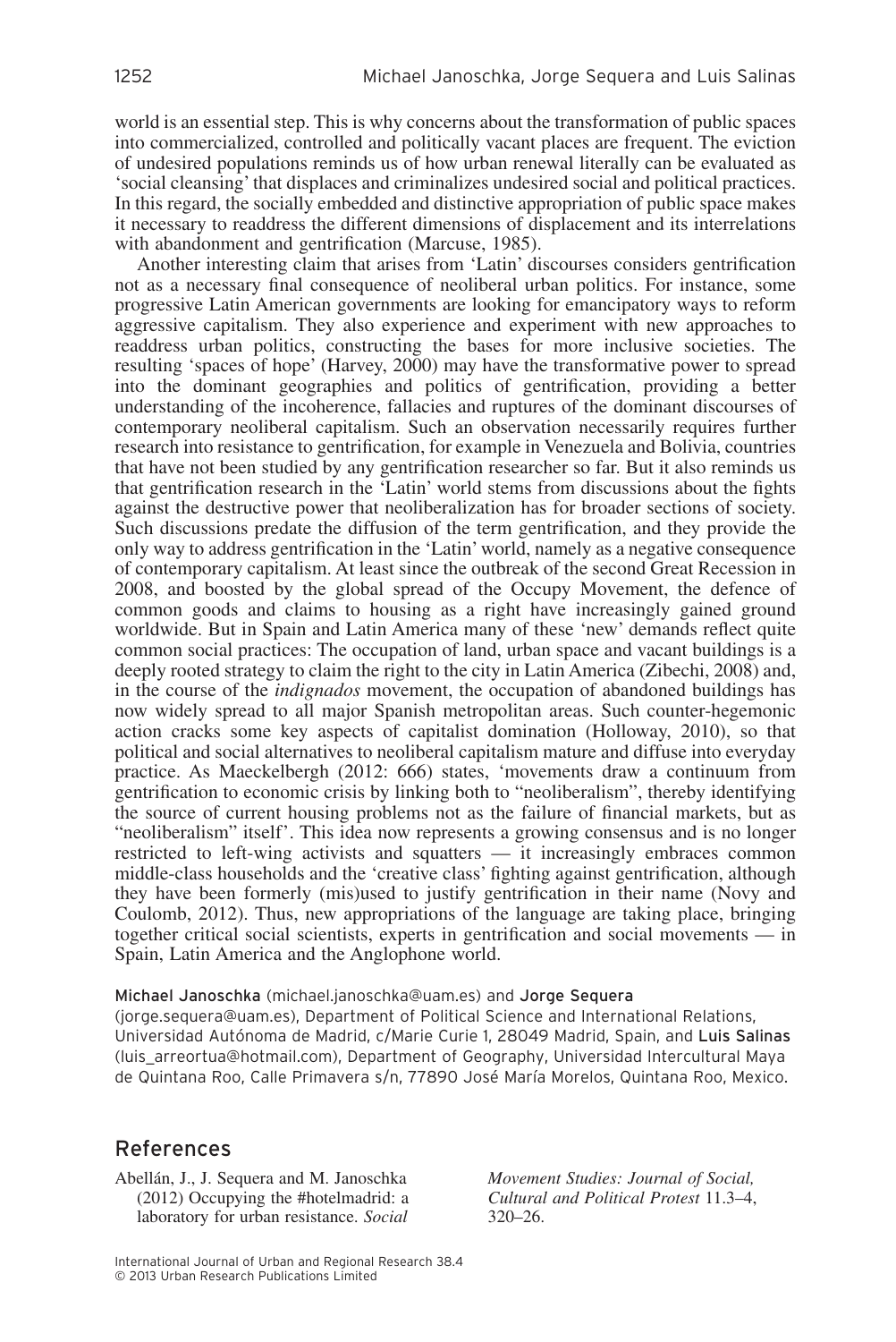world is an essential step. This is why concerns about the transformation of public spaces into commercialized, controlled and politically vacant places are frequent. The eviction of undesired populations reminds us of how urban renewal literally can be evaluated as 'social cleansing' that displaces and criminalizes undesired social and political practices. In this regard, the socially embedded and distinctive appropriation of public space makes it necessary to readdress the different dimensions of displacement and its interrelations with abandonment and gentrification (Marcuse, 1985).

Another interesting claim that arises from 'Latin' discourses considers gentrification not as a necessary final consequence of neoliberal urban politics. For instance, some progressive Latin American governments are looking for emancipatory ways to reform aggressive capitalism. They also experience and experiment with new approaches to readdress urban politics, constructing the bases for more inclusive societies. The resulting 'spaces of hope' (Harvey, 2000) may have the transformative power to spread into the dominant geographies and politics of gentrification, providing a better understanding of the incoherence, fallacies and ruptures of the dominant discourses of contemporary neoliberal capitalism. Such an observation necessarily requires further research into resistance to gentrification, for example in Venezuela and Bolivia, countries that have not been studied by any gentrification researcher so far. But it also reminds us that gentrification research in the 'Latin' world stems from discussions about the fights against the destructive power that neoliberalization has for broader sections of society. Such discussions predate the diffusion of the term gentrification, and they provide the only way to address gentrification in the 'Latin' world, namely as a negative consequence of contemporary capitalism. At least since the outbreak of the second Great Recession in 2008, and boosted by the global spread of the Occupy Movement, the defence of common goods and claims to housing as a right have increasingly gained ground worldwide. But in Spain and Latin America many of these 'new' demands reflect quite common social practices: The occupation of land, urban space and vacant buildings is a deeply rooted strategy to claim the right to the city in Latin America (Zibechi, 2008) and, in the course of the *indignados* movement, the occupation of abandoned buildings has now widely spread to all major Spanish metropolitan areas. Such counter-hegemonic action cracks some key aspects of capitalist domination (Holloway, 2010), so that political and social alternatives to neoliberal capitalism mature and diffuse into everyday practice. As Maeckelbergh (2012: 666) states, 'movements draw a continuum from gentrification to economic crisis by linking both to "neoliberalism", thereby identifying the source of current housing problems not as the failure of financial markets, but as "neoliberalism" itself'. This idea now represents a growing consensus and is no longer restricted to left-wing activists and squatters — it increasingly embraces common middle-class households and the 'creative class' fighting against gentrification, although they have been formerly (mis)used to justify gentrification in their name (Novy and Coulomb, 2012). Thus, new appropriations of the language are taking place, bringing together critical social scientists, experts in gentrification and social movements — in Spain, Latin America and the Anglophone world.

Michael Janoschka (michael.janoschka@uam.es) and Jorge Sequera (jorge.sequera@uam.es), Department of Political Science and International Relations, Universidad Autónoma de Madrid, c/Marie Curie 1, 28049 Madrid, Spain, and Luis Salinas (luis_arreortua@hotmail.com), Department of Geography, Universidad Intercultural Maya de Quintana Roo, Calle Primavera s/n, 77890 José María Morelos, Quintana Roo, Mexico.

## References

Abellán, J., J. Sequera and M. Janoschka (2012) Occupying the #hotelmadrid: a laboratory for urban resistance. *Social Movement Studies: Journal of Social, Cultural and Political Protest* 11.3–4, 320–26.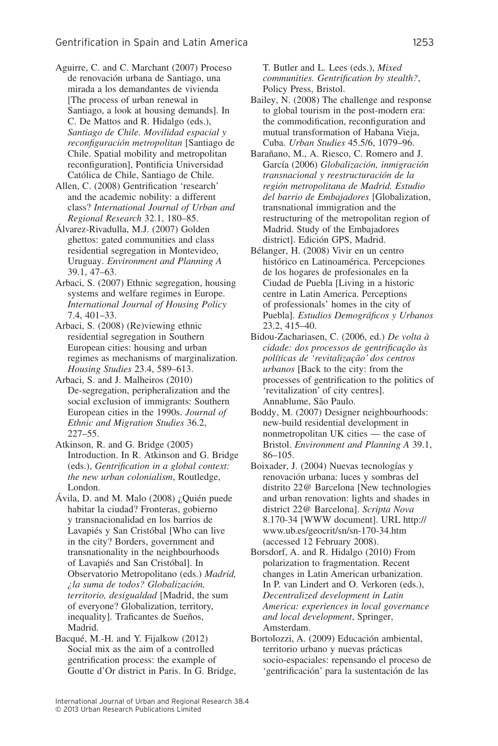Aguirre, C. and C. Marchant (2007) Proceso de renovación urbana de Santiago, una mirada a los demandantes de vivienda [The process of urban renewal in Santiago, a look at housing demands]. In C. De Mattos and R. Hidalgo (eds.), *Santiago de Chile. Movilidad espacial y reconfiguración metropolitan* [Santiago de Chile. Spatial mobility and metropolitan reconfiguration], Pontificia Universidad Católica de Chile, Santiago de Chile.

Allen, C. (2008) Gentrification 'research' and the academic nobility: a different class? *International Journal of Urban and Regional Research* 32.1, 180–85.

Álvarez-Rivadulla, M.J. (2007) Golden ghettos: gated communities and class residential segregation in Montevideo, Uruguay. *Environment and Planning A* 39.1, 47–63.

Arbaci, S. (2007) Ethnic segregation, housing systems and welfare regimes in Europe. *International Journal of Housing Policy* 7.4, 401–33.

Arbaci, S. (2008) (Re)viewing ethnic residential segregation in Southern European cities: housing and urban regimes as mechanisms of marginalization. *Housing Studies* 23.4, 589–613.

Arbaci, S. and J. Malheiros (2010) De-segregation, peripheralization and the social exclusion of immigrants: Southern European cities in the 1990s. *Journal of Ethnic and Migration Studies* 36.2, 227–55.

Atkinson, R. and G. Bridge (2005) Introduction. In R. Atkinson and G. Bridge (eds.), *Gentrification in a global context: the new urban colonialism*, Routledge, London.

Ávila, D. and M. Malo (2008) ¿Quién puede habitar la ciudad? Fronteras, gobierno y transnacionalidad en los barrios de Lavapiés y San Cristóbal [Who can live in the city? Borders, government and transnationality in the neighbourhoods of Lavapiés and San Cristóbal]. In Observatorio Metropolitano (eds.) *Madrid, ¿la suma de todos? Globalización, territorio, desigualdad* [Madrid, the sum of everyone? Globalization, territory, inequality]. Traficantes de Sueños, Madrid.

Bacqué, M.-H. and Y. Fijalkow (2012) Social mix as the aim of a controlled gentrification process: the example of Goutte d'Or district in Paris. In G. Bridge, T. Butler and L. Lees (eds.), *Mixed communities. Gentrification by stealth?*, Policy Press, Bristol.

Bailey, N. (2008) The challenge and response to global tourism in the post-modern era: the commodification, reconfiguration and mutual transformation of Habana Vieja, Cuba. *Urban Studies* 45.5/6, 1079–96.

Barañano, M., A. Riesco, C. Romero and J. García (2006) *Globalización, inmigración transnacional y reestructuración de la región metropolitana de Madrid. Estudio del barrio de Embajadores* [Globalization, transnational immigration and the restructuring of the metropolitan region of Madrid. Study of the Embajadores district]. Edición GPS, Madrid.

Bélanger, H. (2008) Vivir en un centro histórico en Latinoamérica. Percepciones de los hogares de profesionales en la Ciudad de Puebla [Living in a historic centre in Latin America. Perceptions of professionals' homes in the city of Puebla]. *Estudios Demográficos y Urbanos* 23.2, 415–40.

Bidou-Zachariasen, C. (2006, ed.) *De volta à cidade: dos processos de gentrificação às políticas de 'revitalização' dos centros urbanos* [Back to the city: from the processes of gentrification to the politics of 'revitalization' of city centres]. Annablume, São Paulo.

Boddy, M. (2007) Designer neighbourhoods: new-build residential development in nonmetropolitan UK cities — the case of Bristol. *Environment and Planning A* 39.1, 86–105.

Boixader, J. (2004) Nuevas tecnologías y renovación urbana: luces y sombras del distrito 22@ Barcelona [New technologies and urban renovation: lights and shades in district 22@ Barcelona]. *Scripta Nova* 8.170-34 [WWW document]. URL http://www.ub.es/geocrit/sn/sn-170-34.htm (accessed 12 February 2008).

Borsdorf, A. and R. Hidalgo (2010) From polarization to fragmentation. Recent changes in Latin American urbanization. In P. van Lindert and O. Verkoren (eds.), *Decentralized development in Latin America: experiences in local governance and local development*, Springer, Amsterdam.

Bortolozzi, A. (2009) Educación ambiental, territorio urbano y nuevas prácticas socio-espaciales: repensando el proceso de 'gentrificación' para la sustentación de las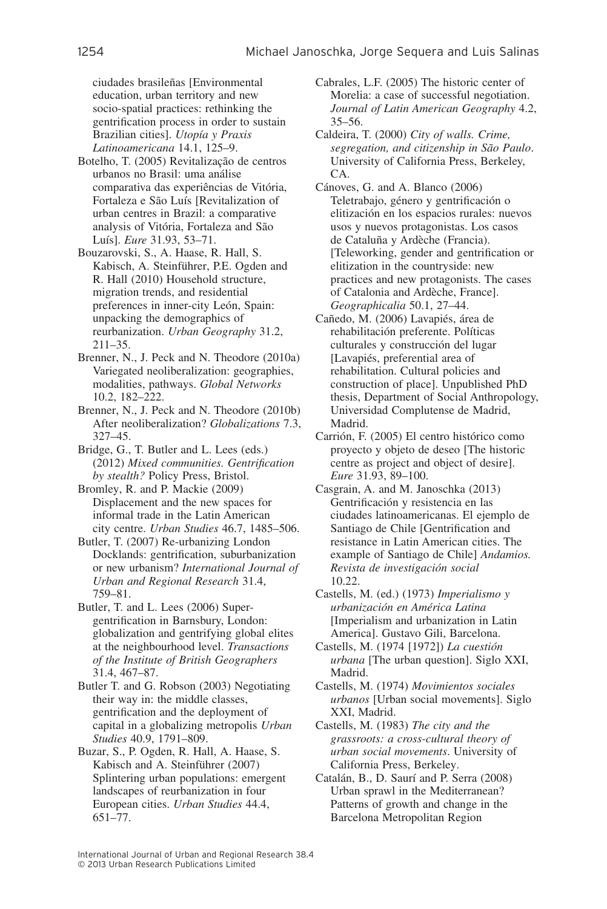ciudades brasileñas [Environmental education, urban territory and new socio-spatial practices: rethinking the gentrification process in order to sustain Brazilian cities]. *Utopía y Praxis Latinoamericana* 14.1, 125–9.

Botelho, T. (2005) Revitalização de centros urbanos no Brasil: uma análise comparativa das experiências de Vitória, Fortaleza e São Luís [Revitalization of urban centres in Brazil: a comparative analysis of Vitória, Fortaleza and São Luís]. *Eure* 31.93, 53–71.

Bouzarovski, S., A. Haase, R. Hall, S. Kabisch, A. Steinführer, P.E. Ogden and R. Hall (2010) Household structure, migration trends, and residential preferences in inner-city León, Spain: unpacking the demographics of reurbanization. *Urban Geography* 31.2, 211–35.

Brenner, N., J. Peck and N. Theodore (2010a) Variegated neoliberalization: geographies, modalities, pathways. *Global Networks* 10.2, 182–222.

Brenner, N., J. Peck and N. Theodore (2010b) After neoliberalization? *Globalizations* 7.3, 327–45.

Bridge, G., T. Butler and L. Lees (eds.) (2012) *Mixed communities. Gentrification by stealth?* Policy Press, Bristol.

Bromley, R. and P. Mackie (2009) Displacement and the new spaces for informal trade in the Latin American city centre. *Urban Studies* 46.7, 1485–506.

Butler, T. (2007) Re-urbanizing London Docklands: gentrification, suburbanization or new urbanism? *International Journal of Urban and Regional Research* 31.4, 759–81.

Butler, T. and L. Lees (2006) Super-gentrification in Barnsbury, London: globalization and gentrifying global elites at the neighbourhood level. *Transactions of the Institute of British Geographers* 31.4, 467–87.

Butler T. and G. Robson (2003) Negotiating their way in: the middle classes, gentrification and the deployment of capital in a globalizing metropolis *Urban Studies* 40.9, 1791–809.

Buzar, S., P. Ogden, R. Hall, A. Haase, S. Kabisch and A. Steinführer (2007) Splintering urban populations: emergent landscapes of reurbanization in four European cities. *Urban Studies* 44.4, 651–77.

Cabrales, L.F. (2005) The historic center of Morelia: a case of successful negotiation. *Journal of Latin American Geography* 4.2, 35–56.

Caldeira, T. (2000) *City of walls. Crime, segregation, and citizenship in São Paulo*. University of California Press, Berkeley, CA.

Cánoves, G. and A. Blanco (2006) Teletrabajo, género y gentrificación o elitización en los espacios rurales: nuevos usos y nuevos protagonistas. Los casos de Cataluña y Ardèche (Francia). [Teleworking, gender and gentrification or elitization in the countryside: new practices and new protagonists. The cases of Catalonia and Ardèche, France]. *Geographicalia* 50.1, 27–44.

Cañedo, M. (2006) Lavapiés, área de rehabilitación preferente. Políticas culturales y construcción del lugar [Lavapiés, preferential area of rehabilitation. Cultural policies and construction of place]. Unpublished PhD thesis, Department of Social Anthropology, Universidad Complutense de Madrid, Madrid.

Carrión, F. (2005) El centro histórico como proyecto y objeto de deseo [The historic centre as project and object of desire]. *Eure* 31.93, 89–100.

Casgrain, A. and M. Janoschka (2013) Gentrificación y resistencia en las ciudades latinoamericanas. El ejemplo de Santiago de Chile [Gentrification and resistance in Latin American cities. The example of Santiago de Chile] *Andamios. Revista de investigación social* 10.22.

Castells, M. (ed.) (1973) *Imperialismo y urbanización en América Latina* [Imperialism and urbanization in Latin America]. Gustavo Gili, Barcelona.

Castells, M. (1974 [1972]) *La cuestión urbana* [The urban question]. Siglo XXI, Madrid.

Castells, M. (1974) *Movimientos sociales urbanos* [Urban social movements]. Siglo XXI, Madrid.

Castells, M. (1983) *The city and the grassroots: a cross-cultural theory of urban social movements*. University of California Press, Berkeley.

Catalán, B., D. Saurí and P. Serra (2008) Urban sprawl in the Mediterranean? Patterns of growth and change in the Barcelona Metropolitan Region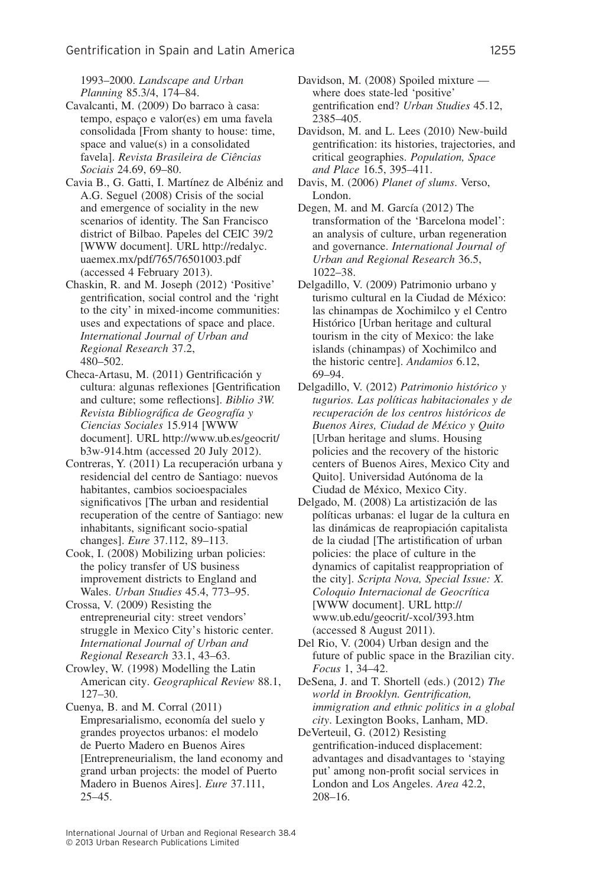1993–2000. *Landscape and Urban Planning* 85.3/4, 174–84.

Cavalcanti, M. (2009) Do barraco à casa: tempo, espaço e valor(es) em uma favela consolidada [From shanty to house: time, space and value(s) in a consolidated favela]. *Revista Brasileira de Ciências Sociais* 24.69, 69–80.

Cavia B., G. Gatti, I. Martínez de Albéniz and A.G. Seguel (2008) Crisis of the social and emergence of sociality in the new scenarios of identity. The San Francisco district of Bilbao. Papeles del CEIC 39/2 [WWW document]. URL http://redalyc.uaemex.mx/pdf/765/76501003.pdf (accessed 4 February 2013).

Chaskin, R. and M. Joseph (2012) 'Positive' gentrification, social control and the 'right to the city' in mixed-income communities: uses and expectations of space and place. *International Journal of Urban and Regional Research* 37.2, 480–502.

Checa-Artasu, M. (2011) Gentrificación y cultura: algunas reflexiones [Gentrification and culture; some reflections]. *Biblio 3W. Revista Bibliográfica de Geografía y Ciencias Sociales* 15.914 [WWW document]. URL http://www.ub.es/geocrit/b3w-914.htm (accessed 20 July 2012).

Contreras, Y. (2011) La recuperación urbana y residencial del centro de Santiago: nuevos habitantes, cambios socioespaciales significativos [The urban and residential recuperation of the centre of Santiago: new inhabitants, significant socio-spatial changes]. *Eure* 37.112, 89–113.

Cook, I. (2008) Mobilizing urban policies: the policy transfer of US business improvement districts to England and Wales. *Urban Studies* 45.4, 773–95.

Crossa, V. (2009) Resisting the entrepreneurial city: street vendors' struggle in Mexico City's historic center. *International Journal of Urban and Regional Research* 33.1, 43–63.

Crowley, W. (1998) Modelling the Latin American city. *Geographical Review* 88.1, 127–30.

Cuenya, B. and M. Corral (2011) Empresarialismo, economía del suelo y grandes proyectos urbanos: el modelo de Puerto Madero en Buenos Aires [Entrepreneurialism, the land economy and grand urban projects: the model of Puerto Madero in Buenos Aires]. *Eure* 37.111, 25–45.

Davidson, M. (2008) Spoiled mixture — where does state-led 'positive' gentrification end? *Urban Studies* 45.12, 2385–405.

Davidson, M. and L. Lees (2010) New-build gentrification: its histories, trajectories, and critical geographies. *Population, Space and Place* 16.5, 395–411.

Davis, M. (2006) *Planet of slums*. Verso, London.

Degen, M. and M. García (2012) The transformation of the 'Barcelona model': an analysis of culture, urban regeneration and governance. *International Journal of Urban and Regional Research* 36.5, 1022–38.

Delgadillo, V. (2009) Patrimonio urbano y turismo cultural en la Ciudad de México: las chinampas de Xochimilco y el Centro Histórico [Urban heritage and cultural tourism in the city of Mexico: the lake islands (chinampas) of Xochimilco and the historic centre]. *Andamios* 6.12, 69–94.

Delgadillo, V. (2012) *Patrimonio histórico y tugurios. Las políticas habitacionales y de recuperación de los centros históricos de Buenos Aires, Ciudad de México y Quito* [Urban heritage and slums. Housing policies and the recovery of the historic centers of Buenos Aires, Mexico City and Quito]. Universidad Autónoma de la Ciudad de México, Mexico City.

Delgado, M. (2008) La artistización de las políticas urbanas: el lugar de la cultura en las dinámicas de reapropiación capitalista de la ciudad [The artistification of urban policies: the place of culture in the dynamics of capitalist reappropriation of the city]. *Scripta Nova, Special Issue: X. Coloquio Internacional de Geocrítica* [WWW document]. URL http://www.ub.edu/geocrit/-xcol/393.htm (accessed 8 August 2011).

Del Rio, V. (2004) Urban design and the future of public space in the Brazilian city. *Focus* 1, 34–42.

DeSena, J. and T. Shortell (eds.) (2012) *The world in Brooklyn. Gentrification, immigration and ethnic politics in a global city*. Lexington Books, Lanham, MD.

DeVerteuil, G. (2012) Resisting gentrification-induced displacement: advantages and disadvantages to 'staying put' among non-profit social services in London and Los Angeles. *Area* 42.2, 208–16.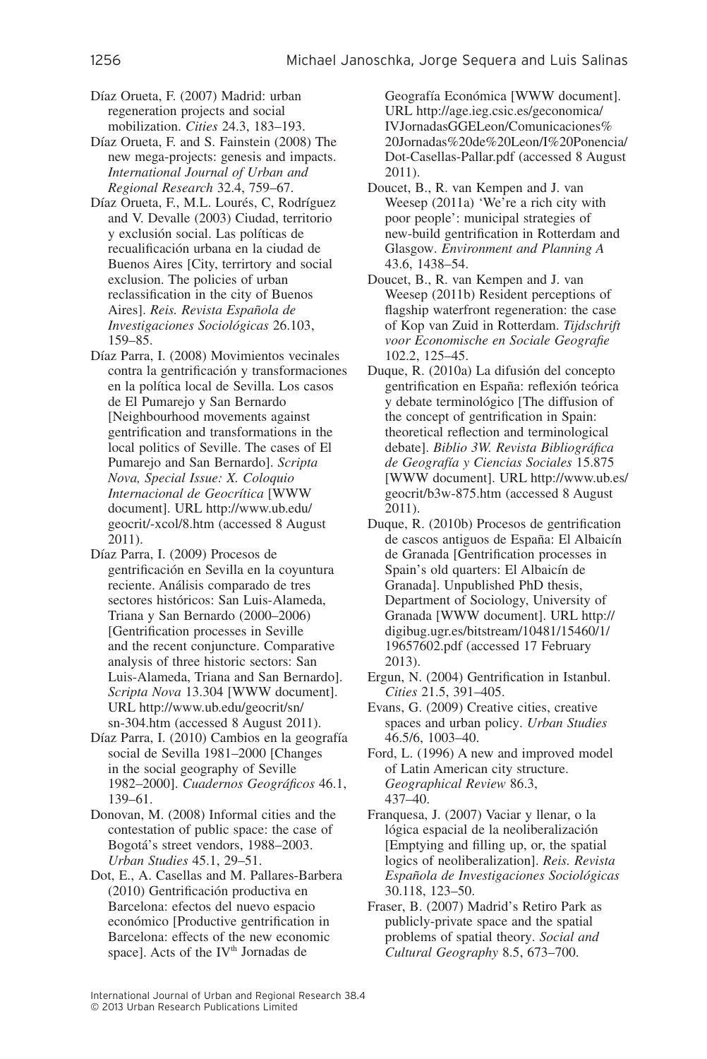Díaz Orueta, F. (2007) Madrid: urban regeneration projects and social mobilization. *Cities* 24.3, 183–193.

Díaz Orueta, F. and S. Fainstein (2008) The new mega-projects: genesis and impacts. *International Journal of Urban and Regional Research* 32.4, 759–67.

Díaz Orueta, F., M.L. Lourés, C, Rodríguez and V. Devalle (2003) Ciudad, territorio y exclusión social. Las políticas de recualificación urbana en la ciudad de Buenos Aires [City, terrirtory and social exclusion. The policies of urban reclassification in the city of Buenos Aires]. *Reis. Revista Española de Investigaciones Sociológicas* 26.103, 159–85.

Díaz Parra, I. (2008) Movimientos vecinales contra la gentrificación y transformaciones en la política local de Sevilla. Los casos de El Pumarejo y San Bernardo [Neighbourhood movements against gentrification and transformations in the local politics of Seville. The cases of El Pumarejo and San Bernardo]. *Scripta Nova, Special Issue: X. Coloquio Internacional de Geocrítica* [WWW document]. URL http://www.ub.edu/geocrit/-xcol/8.htm (accessed 8 August 2011).

Díaz Parra, I. (2009) Procesos de gentrificación en Sevilla en la coyuntura reciente. Análisis comparado de tres sectores históricos: San Luis-Alameda, Triana y San Bernardo (2000–2006) [Gentrification processes in Seville and the recent conjuncture. Comparative analysis of three historic sectors: San Luis-Alameda, Triana and San Bernardo]. *Scripta Nova* 13.304 [WWW document]. URL http://www.ub.edu/geocrit/sn/sn-304.htm (accessed 8 August 2011).

Díaz Parra, I. (2010) Cambios en la geografía social de Sevilla 1981–2000 [Changes in the social geography of Seville 1982–2000]. *Cuadernos Geográficos* 46.1, 139–61.

Donovan, M. (2008) Informal cities and the contestation of public space: the case of Bogotá's street vendors, 1988–2003. *Urban Studies* 45.1, 29–51.

Dot, E., A. Casellas and M. Pallares-Barbera (2010) Gentrificación productiva en Barcelona: efectos del nuevo espacio económico [Productive gentrification in Barcelona: effects of the new economic space]. Acts of the IV[th] Jornadas de Geografía Económica [WWW document]. URL http://age.ieg.csic.es/geconomica/IVJornadasGGELeon/Comunicaciones%20Jornadas%20de%20Leon/I%20Ponencia/Dot-Casellas-Pallar.pdf (accessed 8 August 2011).

Doucet, B., R. van Kempen and J. van Weesep (2011a) 'We're a rich city with poor people': municipal strategies of new-build gentrification in Rotterdam and Glasgow. *Environment and Planning A* 43.6, 1438–54.

Doucet, B., R. van Kempen and J. van Weesep (2011b) Resident perceptions of flagship waterfront regeneration: the case of Kop van Zuid in Rotterdam. *Tijdschrift voor Economische en Sociale Geografie* 102.2, 125–45.

Duque, R. (2010a) La difusión del concepto gentrification en España: reflexión teórica y debate terminológico [The diffusion of the concept of gentrification in Spain: theoretical reflection and terminological debate]. *Biblio 3W. Revista Bibliográfica de Geografía y Ciencias Sociales* 15.875 [WWW document]. URL http://www.ub.es/geocrit/b3w-875.htm (accessed 8 August 2011).

Duque, R. (2010b) Procesos de gentrification de cascos antiguos de España: El Albaicín de Granada [Gentrification processes in Spain's old quarters: El Albaicín de Granada]. Unpublished PhD thesis, Department of Sociology, University of Granada [WWW document]. URL http://digibug.ugr.es/bitstream/10481/15460/1/19657602.pdf (accessed 17 February 2013).

Ergun, N. (2004) Gentrification in Istanbul. *Cities* 21.5, 391–405.

Evans, G. (2009) Creative cities, creative spaces and urban policy. *Urban Studies* 46.5/6, 1003–40.

Ford, L. (1996) A new and improved model of Latin American city structure. *Geographical Review* 86.3, 437–40.

Franquesa, J. (2007) Vaciar y llenar, o la lógica espacial de la neoliberalización [Emptying and filling up, or, the spatial logics of neoliberalization]. *Reis. Revista Española de Investigaciones Sociológicas* 30.118, 123–50.

Fraser, B. (2007) Madrid's Retiro Park as publicly-private space and the spatial problems of spatial theory. *Social and Cultural Geography* 8.5, 673–700.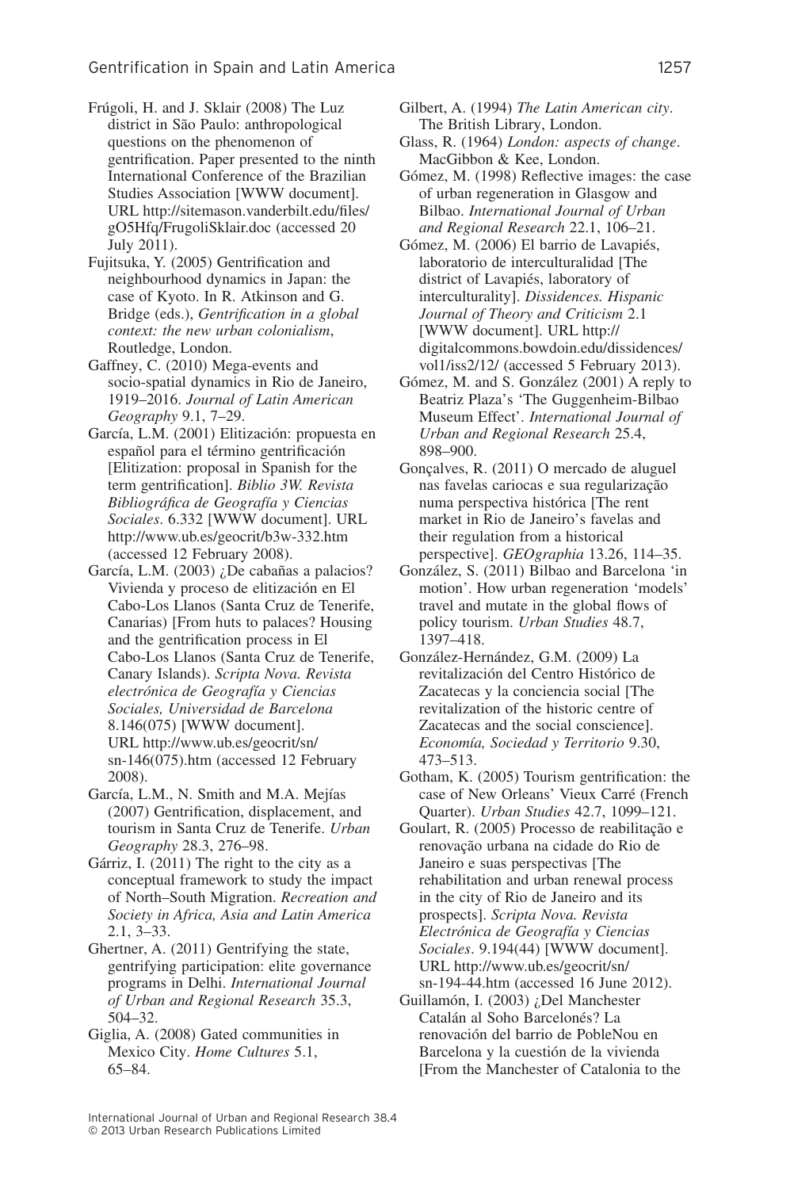Frúgoli, H. and J. Sklair (2008) The Luz district in São Paulo: anthropological questions on the phenomenon of gentrification. Paper presented to the ninth International Conference of the Brazilian Studies Association [WWW document]. URL http://sitemason.vanderbilt.edu/files/gO5Hfq/FrugoliSklair.doc (accessed 20 July 2011).

Fujitsuka, Y. (2005) Gentrification and neighbourhood dynamics in Japan: the case of Kyoto. In R. Atkinson and G. Bridge (eds.), *Gentrification in a global context: the new urban colonialism*, Routledge, London.

Gaffney, C. (2010) Mega-events and socio-spatial dynamics in Rio de Janeiro, 1919–2016. *Journal of Latin American Geography* 9.1, 7–29.

García, L.M. (2001) Elitización: propuesta en español para el término gentrificación [Elitization: proposal in Spanish for the term gentrification]. *Biblio 3W. Revista Bibliográfica de Geografía y Ciencias Sociales*. 6.332 [WWW document]. URL http://www.ub.es/geocrit/b3w-332.htm (accessed 12 February 2008).

García, L.M. (2003) ¿De cabañas a palacios? Vivienda y proceso de elitización en El Cabo-Los Llanos (Santa Cruz de Tenerife, Canarias) [From huts to palaces? Housing and the gentrification process in El Cabo-Los Llanos (Santa Cruz de Tenerife, Canary Islands). *Scripta Nova. Revista electrónica de Geografía y Ciencias Sociales, Universidad de Barcelona* 8.146(075) [WWW document]. URL http://www.ub.es/geocrit/sn/sn-146(075).htm (accessed 12 February 2008).

García, L.M., N. Smith and M.A. Mejías (2007) Gentrification, displacement, and tourism in Santa Cruz de Tenerife. *Urban Geography* 28.3, 276–98.

Gárriz, I. (2011) The right to the city as a conceptual framework to study the impact of North–South Migration. *Recreation and Society in Africa, Asia and Latin America* 2.1, 3–33.

Ghertner, A. (2011) Gentrifying the state, gentrifying participation: elite governance programs in Delhi. *International Journal of Urban and Regional Research* 35.3, 504–32.

Giglia, A. (2008) Gated communities in Mexico City. *Home Cultures* 5.1, 65–84.

Gilbert, A. (1994) *The Latin American city*. The British Library, London.

Glass, R. (1964) *London: aspects of change*. MacGibbon & Kee, London.

Gómez, M. (1998) Reflective images: the case of urban regeneration in Glasgow and Bilbao. *International Journal of Urban and Regional Research* 22.1, 106–21.

Gómez, M. (2006) El barrio de Lavapiés, laboratorio de interculturalidad [The district of Lavapiés, laboratory of interculturality]. *Dissidences. Hispanic Journal of Theory and Criticism* 2.1 [WWW document]. URL http://digitalcommons.bowdoin.edu/dissidences/vol1/iss2/12/ (accessed 5 February 2013).

Gómez, M. and S. González (2001) A reply to Beatriz Plaza's 'The Guggenheim-Bilbao Museum Effect'. *International Journal of Urban and Regional Research* 25.4, 898–900.

Gonçalves, R. (2011) O mercado de aluguel nas favelas cariocas e sua regularização numa perspectiva histórica [The rent market in Rio de Janeiro's favelas and their regulation from a historical perspective]. *GEOgraphia* 13.26, 114–35.

González, S. (2011) Bilbao and Barcelona 'in motion'. How urban regeneration 'models' travel and mutate in the global flows of policy tourism. *Urban Studies* 48.7, 1397–418.

González-Hernández, G.M. (2009) La revitalización del Centro Histórico de Zacatecas y la conciencia social [The revitalization of the historic centre of Zacatecas and the social conscience]. *Economía, Sociedad y Territorio* 9.30, 473–513.

Gotham, K. (2005) Tourism gentrification: the case of New Orleans' Vieux Carré (French Quarter). *Urban Studies* 42.7, 1099–121.

Goulart, R. (2005) Processo de reabilitação e renovação urbana na cidade do Rio de Janeiro e suas perspectivas [The rehabilitation and urban renewal process in the city of Rio de Janeiro and its prospects]. *Scripta Nova. Revista Electrónica de Geografía y Ciencias Sociales*. 9.194(44) [WWW document]. URL http://www.ub.es/geocrit/sn/sn-194-44.htm (accessed 16 June 2012).

Guillamón, I. (2003) ¿Del Manchester Catalán al Soho Barcelonés? La renovación del barrio de PobleNou en Barcelona y la cuestión de la vivienda [From the Manchester of Catalonia to the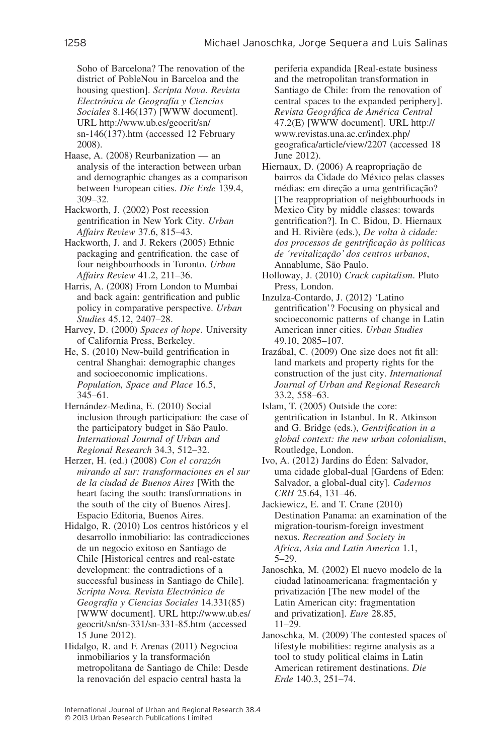Soho of Barcelona? The renovation of the district of PobleNou in Barceloa and the housing question]. *Scripta Nova. Revista Electrónica de Geografía y Ciencias Sociales* 8.146(137) [WWW document]. URL http://www.ub.es/geocrit/sn/sn-146(137).htm (accessed 12 February 2008).

Haase, A. (2008) Reurbanization — an analysis of the interaction between urban and demographic changes as a comparison between European cities. *Die Erde* 139.4, 309–32.

Hackworth, J. (2002) Post recession gentrification in New York City. *Urban Affairs Review* 37.6, 815–43.

Hackworth, J. and J. Rekers (2005) Ethnic packaging and gentrification. the case of four neighbourhoods in Toronto. *Urban Affairs Review* 41.2, 211–36.

Harris, A. (2008) From London to Mumbai and back again: gentrification and public policy in comparative perspective. *Urban Studies* 45.12, 2407–28.

Harvey, D. (2000) *Spaces of hope*. University of California Press, Berkeley.

He, S. (2010) New-build gentrification in central Shanghai: demographic changes and socioeconomic implications. *Population, Space and Place* 16.5, 345–61.

Hernández-Medina, E. (2010) Social inclusion through participation: the case of the participatory budget in São Paulo. *International Journal of Urban and Regional Research* 34.3, 512–32.

Herzer, H. (ed.) (2008) *Con el corazón mirando al sur: transformaciones en el sur de la ciudad de Buenos Aires* [With the heart facing the south: transformations in the south of the city of Buenos Aires]. Espacio Editoria, Buenos Aires.

Hidalgo, R. (2010) Los centros históricos y el desarrollo inmobiliario: las contradicciones de un negocio exitoso en Santiago de Chile [Historical centres and real-estate development: the contradictions of a successful business in Santiago de Chile]. *Scripta Nova. Revista Electrónica de Geografía y Ciencias Sociales* 14.331(85) [WWW document]. URL http://www.ub.es/geocrit/sn/sn-331/sn-331-85.htm (accessed 15 June 2012).

Hidalgo, R. and F. Arenas (2011) Negocioa inmobiliarios y la transformación metropolitana de Santiago de Chile: Desde la renovación del espacio central hasta la periferia expandida [Real-estate business and the metropolitan transformation in Santiago de Chile: from the renovation of central spaces to the expanded periphery]. *Revista Geográfica de América Central* 47.2(E) [WWW document]. URL http://www.revistas.una.ac.cr/index.php/geografica/article/view/2207 (accessed 18 June 2012).

Hiernaux, D. (2006) A reapropriação de bairros da Cidade do México pelas classes médias: em direção a uma gentrificação? [The reappropriation of neighbourhoods in Mexico City by middle classes: towards gentrification?]. In C. Bidou, D. Hiernaux and H. Rivière (eds.), *De volta à cidade: dos processos de gentrificação às políticas de 'revitalização' dos centros urbanos*, Annablume, São Paulo.

Holloway, J. (2010) *Crack capitalism*. Pluto Press, London.

Inzulza-Contardo, J. (2012) 'Latino gentrification'? Focusing on physical and socioeconomic patterns of change in Latin American inner cities. *Urban Studies* 49.10, 2085–107.

Irazábal, C. (2009) One size does not fit all: land markets and property rights for the construction of the just city. *International Journal of Urban and Regional Research* 33.2, 558–63.

Islam, T. (2005) Outside the core: gentrification in Istanbul. In R. Atkinson and G. Bridge (eds.), *Gentrification in a global context: the new urban colonialism*, Routledge, London.

Ivo, A. (2012) Jardins do Éden: Salvador, uma cidade global-dual [Gardens of Eden: Salvador, a global-dual city]. *Cadernos CRH* 25.64, 131–46.

Jackiewicz, E. and T. Crane (2010) Destination Panama: an examination of the migration-tourism-foreign investment nexus. *Recreation and Society in Africa, Asia and Latin America* 1.1, 5–29.

Janoschka, M. (2002) El nuevo modelo de la ciudad latinoamericana: fragmentación y privatización [The new model of the Latin American city: fragmentation and privatization]. *Eure* 28.85, 11–29.

Janoschka, M. (2009) The contested spaces of lifestyle mobilities: regime analysis as a tool to study political claims in Latin American retirement destinations. *Die Erde* 140.3, 251–74.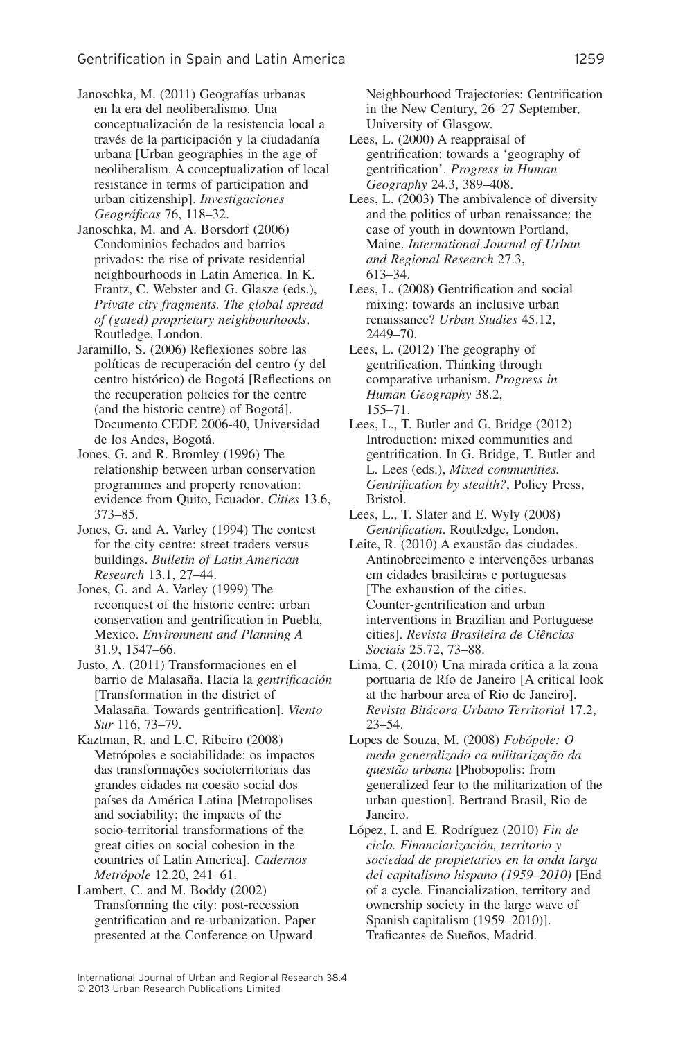Janoschka, M. (2011) Geografías urbanas en la era del neoliberalismo. Una conceptualización de la resistencia local a través de la participación y la ciudadanía urbana [Urban geographies in the age of neoliberalism. A conceptualization of local resistance in terms of participation and urban citizenship]. *Investigaciones Geográficas* 76, 118–32.

Janoschka, M. and A. Borsdorf (2006) Condominios fechados and barrios privados: the rise of private residential neighbourhoods in Latin America. In K. Frantz, C. Webster and G. Glasze (eds.), *Private city fragments. The global spread of (gated) proprietary neighbourhoods*, Routledge, London.

Jaramillo, S. (2006) Reflexiones sobre las políticas de recuperación del centro (y del centro histórico) de Bogotá [Reflections on the recuperation policies for the centre (and the historic centre) of Bogotá]. Documento CEDE 2006-40, Universidad de los Andes, Bogotá.

Jones, G. and R. Bromley (1996) The relationship between urban conservation programmes and property renovation: evidence from Quito, Ecuador. *Cities* 13.6, 373–85.

Jones, G. and A. Varley (1994) The contest for the city centre: street traders versus buildings. *Bulletin of Latin American Research* 13.1, 27–44.

Jones, G. and A. Varley (1999) The reconquest of the historic centre: urban conservation and gentrification in Puebla, Mexico. *Environment and Planning A* 31.9, 1547–66.

Justo, A. (2011) Transformaciones en el barrio de Malasaña. Hacia la *gentrificación* [Transformation in the district of Malasaña. Towards gentrification]. *Viento Sur* 116, 73–79.

Kaztman, R. and L.C. Ribeiro (2008) Metrópoles e sociabilidade: os impactos das transformações socioterritoriais das grandes cidades na coesão social dos países da América Latina [Metropolises and sociability; the impacts of the socio-territorial transformations of the great cities on social cohesion in the countries of Latin America]. *Cadernos Metrópole* 12.20, 241–61.

Lambert, C. and M. Boddy (2002) Transforming the city: post-recession gentrification and re-urbanization. Paper presented at the Conference on Upward Neighbourhood Trajectories: Gentrification in the New Century, 26–27 September, University of Glasgow.

Lees, L. (2000) A reappraisal of gentrification: towards a 'geography of gentrification'. *Progress in Human Geography* 24.3, 389–408.

Lees, L. (2003) The ambivalence of diversity and the politics of urban renaissance: the case of youth in downtown Portland, Maine. *International Journal of Urban and Regional Research* 27.3, 613–34.

Lees, L. (2008) Gentrification and social mixing: towards an inclusive urban renaissance? *Urban Studies* 45.12, 2449–70.

Lees, L. (2012) The geography of gentrification. Thinking through comparative urbanism. *Progress in Human Geography* 38.2, 155–71.

Lees, L., T. Butler and G. Bridge (2012) Introduction: mixed communities and gentrification. In G. Bridge, T. Butler and L. Lees (eds.), *Mixed communities. Gentrification by stealth?*, Policy Press, Bristol.

Lees, L., T. Slater and E. Wyly (2008) *Gentrification*. Routledge, London.

Leite, R. (2010) A exaustão das ciudades. Antinobrecimento e intervenções urbanas em cidades brasileiras e portuguesas [The exhaustion of the cities. Counter-gentrification and urban interventions in Brazilian and Portuguese cities]. *Revista Brasileira de Ciências Sociais* 25.72, 73–88.

Lima, C. (2010) Una mirada crítica a la zona portuaria de Río de Janeiro [A critical look at the harbour area of Rio de Janeiro]. *Revista Bitácora Urbano Territorial* 17.2, 23–54.

Lopes de Souza, M. (2008) *Fobópole: O medo generalizado ea militarização da questão urbana* [Phobopolis: from generalized fear to the militarization of the urban question]. Bertrand Brasil, Rio de Janeiro.

López, I. and E. Rodríguez (2010) *Fin de ciclo. Financiarización, territorio y sociedad de propietarios en la onda larga del capitalismo hispano (1959–2010)* [End of a cycle. Financialization, territory and ownership society in the large wave of Spanish capitalism (1959–2010)]. Traficantes de Sueños, Madrid.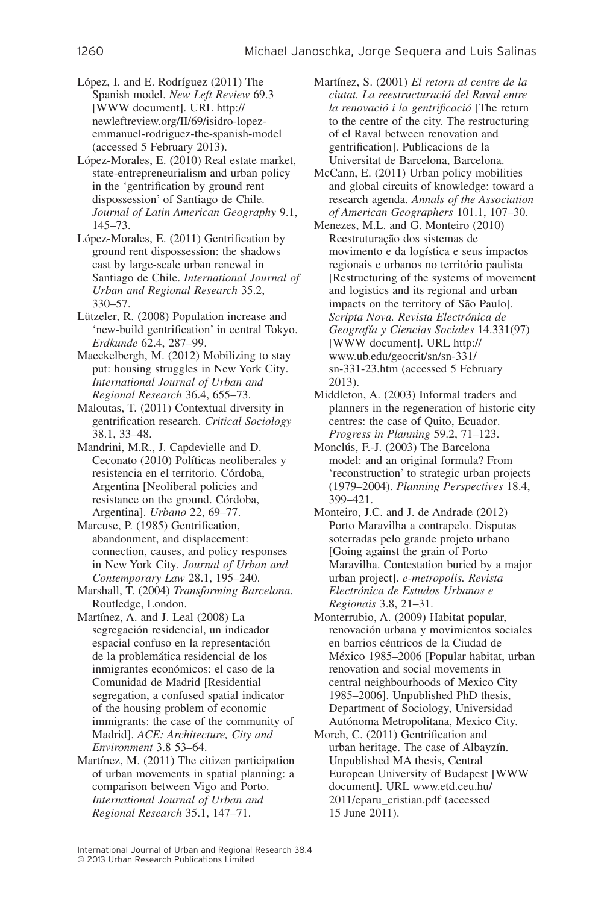López, I. and E. Rodríguez (2011) The Spanish model. *New Left Review* 69.3 [WWW document]. URL http://newleftreview.org/II/69/isidro-lopez-emmanuel-rodriguez-the-spanish-model (accessed 5 February 2013).

López-Morales, E. (2010) Real estate market, state-entrepreneurialism and urban policy in the 'gentrification by ground rent dispossession' of Santiago de Chile. *Journal of Latin American Geography* 9.1, 145–73.

López-Morales, E. (2011) Gentrification by ground rent dispossession: the shadows cast by large-scale urban renewal in Santiago de Chile. *International Journal of Urban and Regional Research* 35.2, 330–57.

Lützeler, R. (2008) Population increase and 'new-build gentrification' in central Tokyo. *Erdkunde* 62.4, 287–99.

Maeckelbergh, M. (2012) Mobilizing to stay put: housing struggles in New York City. *International Journal of Urban and Regional Research* 36.4, 655–73.

Maloutas, T. (2011) Contextual diversity in gentrification research. *Critical Sociology* 38.1, 33–48.

Mandrini, M.R., J. Capdevielle and D. Ceconato (2010) Políticas neoliberales y resistencia en el territorio. Córdoba, Argentina [Neoliberal policies and resistance on the ground. Córdoba, Argentina]. *Urbano* 22, 69–77.

Marcuse, P. (1985) Gentrification, abandonment, and displacement: connection, causes, and policy responses in New York City. *Journal of Urban and Contemporary Law* 28.1, 195–240.

Marshall, T. (2004) *Transforming Barcelona*. Routledge, London.

Martínez, A. and J. Leal (2008) La segregación residencial, un indicador espacial confuso en la representación de la problemática residencial de los inmigrantes económicos: el caso de la Comunidad de Madrid [Residential segregation, a confused spatial indicator of the housing problem of economic immigrants: the case of the community of Madrid]. *ACE: Architecture, City and Environment* 3.8 53–64.

Martínez, M. (2011) The citizen participation of urban movements in spatial planning: a comparison between Vigo and Porto. *International Journal of Urban and Regional Research* 35.1, 147–71.

Martínez, S. (2001) *El retorn al centre de la ciutat. La reestructuració del Raval entre la renovació i la gentrificació* [The return to the centre of the city. The restructuring of el Raval between renovation and gentrification]. Publicacions de la Universitat de Barcelona, Barcelona.

McCann, E. (2011) Urban policy mobilities and global circuits of knowledge: toward a research agenda. *Annals of the Association of American Geographers* 101.1, 107–30.

Menezes, M.L. and G. Monteiro (2010) Reestruturação dos sistemas de movimento e da logística e seus impactos regionais e urbanos no território paulista [Restructuring of the systems of movement and logistics and its regional and urban impacts on the territory of São Paulo]. *Scripta Nova. Revista Electrónica de Geografía y Ciencias Sociales* 14.331(97) [WWW document]. URL http://www.ub.edu/geocrit/sn/sn-331/sn-331-23.htm (accessed 5 February 2013).

Middleton, A. (2003) Informal traders and planners in the regeneration of historic city centres: the case of Quito, Ecuador. *Progress in Planning* 59.2, 71–123.

Monclús, F.-J. (2003) The Barcelona model: and an original formula? From 'reconstruction' to strategic urban projects (1979–2004). *Planning Perspectives* 18.4, 399–421.

Monteiro, J.C. and J. de Andrade (2012) Porto Maravilha a contrapelo. Disputas soterradas pelo grande projeto urbano [Going against the grain of Porto Maravilha. Contestation buried by a major urban project]. *e-metropolis. Revista Electrónica de Estudos Urbanos e Regionais* 3.8, 21–31.

Monterrubio, A. (2009) Habitat popular, renovación urbana y movimientos sociales en barrios céntricos de la Ciudad de México 1985–2006 [Popular habitat, urban renovation and social movements in central neighbourhoods of Mexico City 1985–2006]. Unpublished PhD thesis, Department of Sociology, Universidad Autónoma Metropolitana, Mexico City.

Moreh, C. (2011) Gentrification and urban heritage. The case of Albayzín. Unpublished MA thesis, Central European University of Budapest [WWW document]. URL www.etd.ceu.hu/2011/eparu_cristian.pdf (accessed 15 June 2011).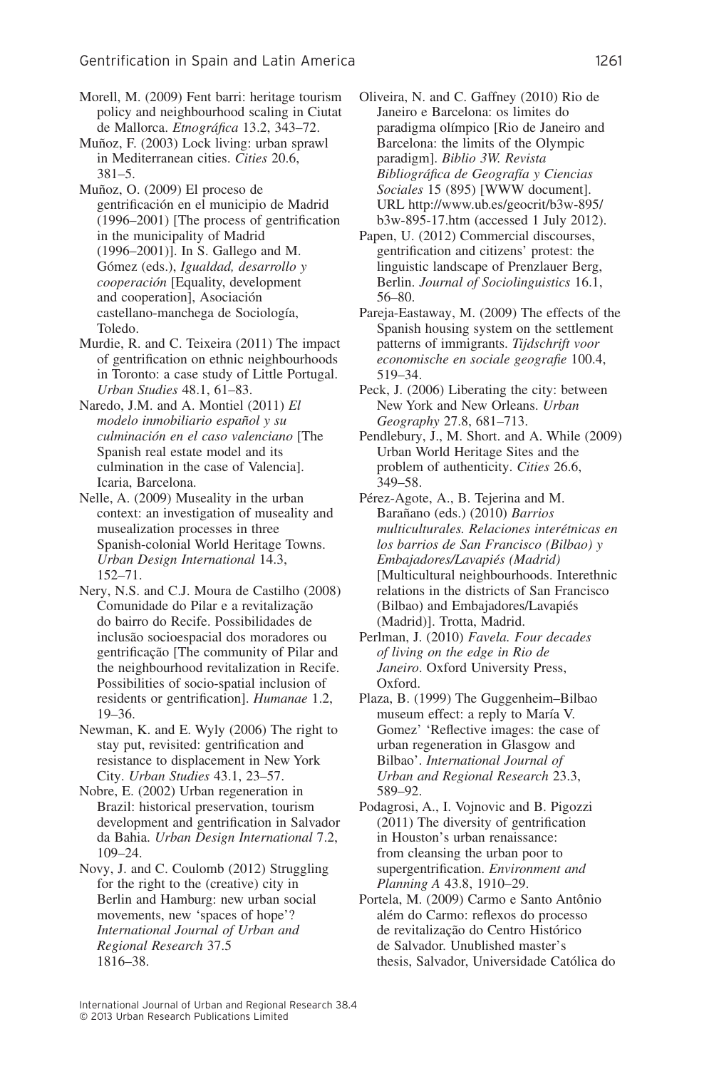Morell, M. (2009) Fent barri: heritage tourism policy and neighbourhood scaling in Ciutat de Mallorca. *Etnográfica* 13.2, 343–72.

Muñoz, F. (2003) Lock living: urban sprawl in Mediterranean cities. *Cities* 20.6, 381–5.

Muñoz, O. (2009) El proceso de gentrificación en el municipio de Madrid (1996–2001) [The process of gentrification in the municipality of Madrid (1996–2001)]. In S. Gallego and M. Gómez (eds.), *Igualdad, desarrollo y cooperación* [Equality, development and cooperation], Asociación castellano-manchega de Sociología, Toledo.

Murdie, R. and C. Teixeira (2011) The impact of gentrification on ethnic neighbourhoods in Toronto: a case study of Little Portugal. *Urban Studies* 48.1, 61–83.

Naredo, J.M. and A. Montiel (2011) *El modelo inmobiliario español y su culminación en el caso valenciano* [The Spanish real estate model and its culmination in the case of Valencia]. Icaria, Barcelona.

Nelle, A. (2009) Museality in the urban context: an investigation of museality and musealization processes in three Spanish-colonial World Heritage Towns. *Urban Design International* 14.3, 152–71.

Nery, N.S. and C.J. Moura de Castilho (2008) Comunidade do Pilar e a revitalização do bairro do Recife. Possibilidades de inclusão socioespacial dos moradores ou gentrificação [The community of Pilar and the neighbourhood revitalization in Recife. Possibilities of socio-spatial inclusion of residents or gentrification]. *Humanae* 1.2, 19–36.

Newman, K. and E. Wyly (2006) The right to stay put, revisited: gentrification and resistance to displacement in New York City. *Urban Studies* 43.1, 23–57.

Nobre, E. (2002) Urban regeneration in Brazil: historical preservation, tourism development and gentrification in Salvador da Bahia. *Urban Design International* 7.2, 109–24.

Novy, J. and C. Coulomb (2012) Struggling for the right to the (creative) city in Berlin and Hamburg: new urban social movements, new 'spaces of hope'? *International Journal of Urban and Regional Research* 37.5 1816–38.

Oliveira, N. and C. Gaffney (2010) Rio de Janeiro e Barcelona: os limites do paradigma olímpico [Rio de Janeiro and Barcelona: the limits of the Olympic paradigm]. *Biblio 3W. Revista Bibliográfica de Geografía y Ciencias Sociales* 15 (895) [WWW document]. URL http://www.ub.es/geocrit/b3w-895/b3w-895-17.htm (accessed 1 July 2012).

Papen, U. (2012) Commercial discourses, gentrification and citizens' protest: the linguistic landscape of Prenzlauer Berg, Berlin. *Journal of Sociolinguistics* 16.1, 56–80.

Pareja-Eastaway, M. (2009) The effects of the Spanish housing system on the settlement patterns of immigrants. *Tijdschrift voor economische en sociale geografie* 100.4, 519–34.

Peck, J. (2006) Liberating the city: between New York and New Orleans. *Urban Geography* 27.8, 681–713.

Pendlebury, J., M. Short. and A. While (2009) Urban World Heritage Sites and the problem of authenticity. *Cities* 26.6, 349–58.

Pérez-Agote, A., B. Tejerina and M. Barañano (eds.) (2010) *Barrios multiculturales. Relaciones interétnicas en los barrios de San Francisco (Bilbao) y Embajadores/Lavapiés (Madrid)* [Multicultural neighbourhoods. Interethnic relations in the districts of San Francisco (Bilbao) and Embajadores/Lavapiés (Madrid)]. Trotta, Madrid.

Perlman, J. (2010) *Favela. Four decades of living on the edge in Rio de Janeiro*. Oxford University Press, Oxford.

Plaza, B. (1999) The Guggenheim–Bilbao museum effect: a reply to María V. Gomez' 'Reflective images: the case of urban regeneration in Glasgow and Bilbao'. *International Journal of Urban and Regional Research* 23.3, 589–92.

Podagrosi, A., I. Vojnovic and B. Pigozzi (2011) The diversity of gentrification in Houston's urban renaissance: from cleansing the urban poor to supergentrification. *Environment and Planning A* 43.8, 1910–29.

Portela, M. (2009) Carmo e Santo Antônio além do Carmo: reflexos do processo de revitalização do Centro Histórico de Salvador. Unublished master's thesis, Salvador, Universidade Católica do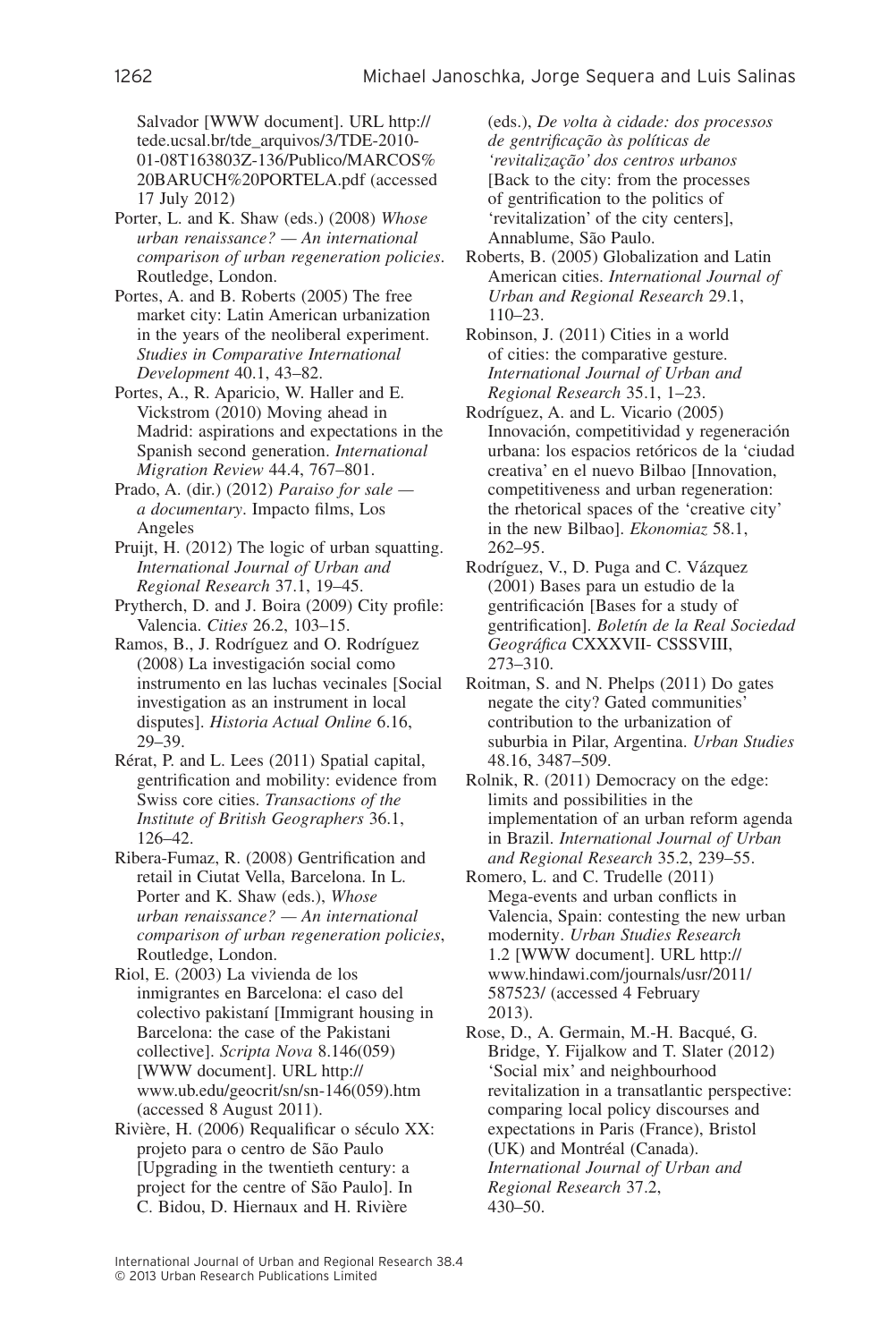Salvador [WWW document]. URL http://tede.ucsal.br/tde_arquivos/3/TDE-2010-01-08T163803Z-136/Publico/MARCOS%20BARUCH%20PORTELA.pdf (accessed 17 July 2012)

Porter, L. and K. Shaw (eds.) (2008) *Whose urban renaissance? — An international comparison of urban regeneration policies*. Routledge, London.

Portes, A. and B. Roberts (2005) The free market city: Latin American urbanization in the years of the neoliberal experiment. *Studies in Comparative International Development* 40.1, 43–82.

Portes, A., R. Aparicio, W. Haller and E. Vickstrom (2010) Moving ahead in Madrid: aspirations and expectations in the Spanish second generation. *International Migration Review* 44.4, 767–801.

Prado, A. (dir.) (2012) *Paraiso for sale — a documentary*. Impacto films, Los Angeles

Pruijt, H. (2012) The logic of urban squatting. *International Journal of Urban and Regional Research* 37.1, 19–45.

Prytherch, D. and J. Boira (2009) City profile: Valencia. *Cities* 26.2, 103–15.

Ramos, B., J. Rodríguez and O. Rodríguez (2008) La investigación social como instrumento en las luchas vecinales [Social investigation as an instrument in local disputes]. *Historia Actual Online* 6.16, 29–39.

Rérat, P. and L. Lees (2011) Spatial capital, gentrification and mobility: evidence from Swiss core cities. *Transactions of the Institute of British Geographers* 36.1, 126–42.

Ribera-Fumaz, R. (2008) Gentrification and retail in Ciutat Vella, Barcelona. In L. Porter and K. Shaw (eds.), *Whose urban renaissance? — An international comparison of urban regeneration policies*, Routledge, London.

Riol, E. (2003) La vivienda de los inmigrantes en Barcelona: el caso del colectivo pakistaní [Immigrant housing in Barcelona: the case of the Pakistani collective]. *Scripta Nova* 8.146(059) [WWW document]. URL http://www.ub.edu/geocrit/sn/sn-146(059).htm (accessed 8 August 2011).

Rivière, H. (2006) Requalificar o século XX: projeto para o centro de São Paulo [Upgrading in the twentieth century: a project for the centre of São Paulo]. In C. Bidou, D. Hiernaux and H. Rivière (eds.), *De volta à cidade: dos processos de gentrificação às políticas de 'revitalização' dos centros urbanos* [Back to the city: from the processes of gentrification to the politics of 'revitalization' of the city centers], Annablume, São Paulo.

Roberts, B. (2005) Globalization and Latin American cities. *International Journal of Urban and Regional Research* 29.1, 110–23.

Robinson, J. (2011) Cities in a world of cities: the comparative gesture. *International Journal of Urban and Regional Research* 35.1, 1–23.

Rodríguez, A. and L. Vicario (2005) Innovación, competitividad y regeneración urbana: los espacios retóricos de la 'ciudad creativa' en el nuevo Bilbao [Innovation, competitiveness and urban regeneration: the rhetorical spaces of the 'creative city' in the new Bilbao]. *Ekonomiaz* 58.1, 262–95.

Rodríguez, V., D. Puga and C. Vázquez (2001) Bases para un estudio de la gentrificación [Bases for a study of gentrification]. *Boletín de la Real Sociedad Geográfica* CXXXVII- CSSSVIII, 273–310.

Roitman, S. and N. Phelps (2011) Do gates negate the city? Gated communities' contribution to the urbanization of suburbia in Pilar, Argentina. *Urban Studies* 48.16, 3487–509.

Rolnik, R. (2011) Democracy on the edge: limits and possibilities in the implementation of an urban reform agenda in Brazil. *International Journal of Urban and Regional Research* 35.2, 239–55.

Romero, L. and C. Trudelle (2011) Mega-events and urban conflicts in Valencia, Spain: contesting the new urban modernity. *Urban Studies Research* 1.2 [WWW document]. URL http://www.hindawi.com/journals/usr/2011/587523/ (accessed 4 February 2013).

Rose, D., A. Germain, M.-H. Bacqué, G. Bridge, Y. Fijalkow and T. Slater (2012) 'Social mix' and neighbourhood revitalization in a transatlantic perspective: comparing local policy discourses and expectations in Paris (France), Bristol (UK) and Montréal (Canada). *International Journal of Urban and Regional Research* 37.2, 430–50.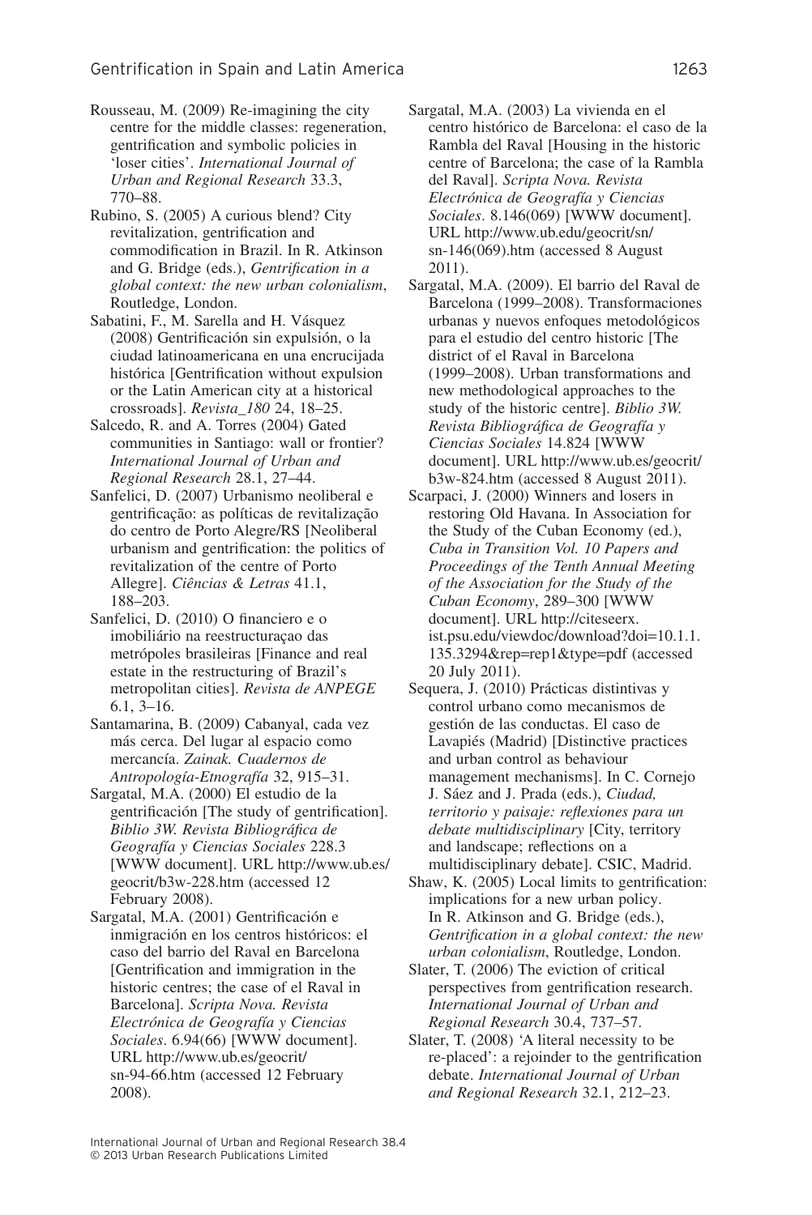Rousseau, M. (2009) Re-imagining the city centre for the middle classes: regeneration, gentrification and symbolic policies in 'loser cities'. *International Journal of Urban and Regional Research* 33.3, 770–88.

Rubino, S. (2005) A curious blend? City revitalization, gentrification and commodification in Brazil. In R. Atkinson and G. Bridge (eds.), *Gentrification in a global context: the new urban colonialism*, Routledge, London.

Sabatini, F., M. Sarella and H. Vásquez (2008) Gentrificación sin expulsión, o la ciudad latinoamericana en una encrucijada histórica [Gentrification without expulsion or the Latin American city at a historical crossroads]. *Revista_180* 24, 18–25.

Salcedo, R. and A. Torres (2004) Gated communities in Santiago: wall or frontier? *International Journal of Urban and Regional Research* 28.1, 27–44.

Sanfelici, D. (2007) Urbanismo neoliberal e gentrificação: as políticas de revitalização do centro de Porto Alegre/RS [Neoliberal urbanism and gentrification: the politics of revitalization of the centre of Porto Allegre]. *Ciências & Letras* 41.1, 188–203.

Sanfelici, D. (2010) O financiero e o imobiliário na reestructuraçao das metrópoles brasileiras [Finance and real estate in the restructuring of Brazil's metropolitan cities]. *Revista de ANPEGE* 6.1, 3–16.

Santamarina, B. (2009) Cabanyal, cada vez más cerca. Del lugar al espacio como mercancía. *Zainak. Cuadernos de Antropología-Etnografía* 32, 915–31.

Sargatal, M.A. (2000) El estudio de la gentrificación [The study of gentrification]. *Biblio 3W. Revista Bibliográfica de Geografía y Ciencias Sociales* 228.3 [WWW document]. URL http://www.ub.es/geocrit/b3w-228.htm (accessed 12 February 2008).

Sargatal, M.A. (2001) Gentrificación e inmigración en los centros históricos: el caso del barrio del Raval en Barcelona [Gentrification and immigration in the historic centres; the case of el Raval in Barcelona]. *Scripta Nova. Revista Electrónica de Geografía y Ciencias Sociales*. 6.94(66) [WWW document]. URL http://www.ub.es/geocrit/sn-94-66.htm (accessed 12 February 2008).

Sargatal, M.A. (2003) La vivienda en el centro histórico de Barcelona: el caso de la Rambla del Raval [Housing in the historic centre of Barcelona; the case of la Rambla del Raval]. *Scripta Nova. Revista Electrónica de Geografía y Ciencias Sociales*. 8.146(069) [WWW document]. URL http://www.ub.edu/geocrit/sn/sn-146(069).htm (accessed 8 August 2011).

Sargatal, M.A. (2009). El barrio del Raval de Barcelona (1999–2008). Transformaciones urbanas y nuevos enfoques metodológicos para el estudio del centro historic [The district of el Raval in Barcelona (1999–2008). Urban transformations and new methodological approaches to the study of the historic centre]. *Biblio 3W. Revista Bibliográfica de Geografía y Ciencias Sociales* 14.824 [WWW document]. URL http://www.ub.es/geocrit/b3w-824.htm (accessed 8 August 2011).

Scarpaci, J. (2000) Winners and losers in restoring Old Havana. In Association for the Study of the Cuban Economy (ed.), *Cuba in Transition Vol. 10 Papers and Proceedings of the Tenth Annual Meeting of the Association for the Study of the Cuban Economy*, 289–300 [WWW document]. URL http://citeseerx.ist.psu.edu/viewdoc/download?doi=10.1.1.135.3294&rep=rep1&type=pdf (accessed 20 July 2011).

Sequera, J. (2010) Prácticas distintivas y control urbano como mecanismos de gestión de las conductas. El caso de Lavapiés (Madrid) [Distinctive practices and urban control as behaviour management mechanisms]. In C. Cornejo J. Sáez and J. Prada (eds.), *Ciudad, territorio y paisaje: reflexiones para un debate multidisciplinary* [City, territory and landscape; reflections on a multidisciplinary debate]. CSIC, Madrid.

Shaw, K. (2005) Local limits to gentrification: implications for a new urban policy. In R. Atkinson and G. Bridge (eds.), *Gentrification in a global context: the new urban colonialism*, Routledge, London.

Slater, T. (2006) The eviction of critical perspectives from gentrification research. *International Journal of Urban and Regional Research* 30.4, 737–57.

Slater, T. (2008) 'A literal necessity to be re-placed': a rejoinder to the gentrification debate. *International Journal of Urban and Regional Research* 32.1, 212–23.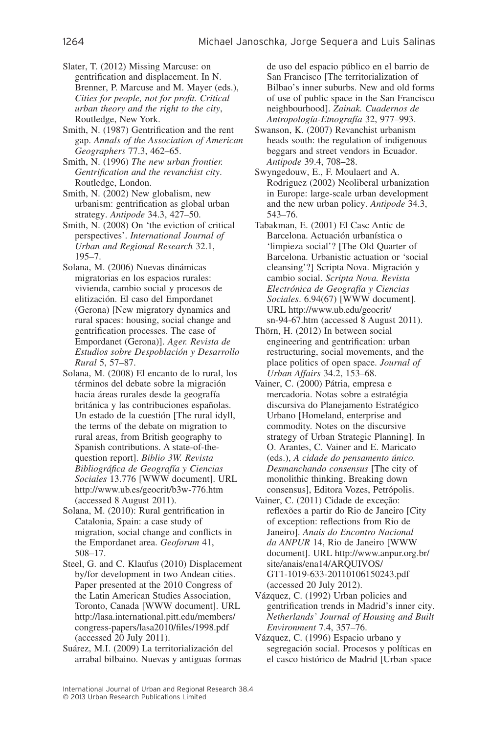Slater, T. (2012) Missing Marcuse: on gentrification and displacement. In N. Brenner, P. Marcuse and M. Mayer (eds.), *Cities for people, not for profit. Critical urban theory and the right to the city*, Routledge, New York.

Smith, N. (1987) Gentrification and the rent gap. *Annals of the Association of American Geographers* 77.3, 462–65.

Smith, N. (1996) *The new urban frontier. Gentrification and the revanchist city*. Routledge, London.

Smith, N. (2002) New globalism, new urbanism: gentrification as global urban strategy. *Antipode* 34.3, 427–50.

Smith, N. (2008) On 'the eviction of critical perspectives'. *International Journal of Urban and Regional Research* 32.1, 195–7.

Solana, M. (2006) Nuevas dinámicas migratorias en los espacios rurales: vivienda, cambio social y procesos de elitización. El caso del Empordanet (Gerona) [New migratory dynamics and rural spaces: housing, social change and gentrification processes. The case of Empordanet (Gerona)]. *Ager. Revista de Estudios sobre Despoblación y Desarrollo Rural* 5, 57–87.

Solana, M. (2008) El encanto de lo rural, los términos del debate sobre la migración hacia áreas rurales desde la geografía británica y las contribuciones españolas. Un estado de la cuestión [The rural idyll, the terms of the debate on migration to rural areas, from British geography to Spanish contributions. A state-of-the-question report]. *Biblio 3W. Revista Bibliográfica de Geografía y Ciencias Sociales* 13.776 [WWW document]. URL http://www.ub.es/geocrit/b3w-776.htm (accessed 8 August 2011).

Solana, M. (2010): Rural gentrification in Catalonia, Spain: a case study of migration, social change and conflicts in the Empordanet area. *Geoforum* 41, 508–17.

Steel, G. and C. Klaufus (2010) Displacement by/for development in two Andean cities. Paper presented at the 2010 Congress of the Latin American Studies Association, Toronto, Canada [WWW document]. URL http://lasa.international.pitt.edu/members/congress-papers/lasa2010/files/1998.pdf (accessed 20 July 2011).

Suárez, M.I. (2009) La territorialización del arrabal bilbaino. Nuevas y antiguas formas de uso del espacio público en el barrio de San Francisco [The territorialization of Bilbao's inner suburbs. New and old forms of use of public space in the San Francisco neighbourhood]. *Zainak. Cuadernos de Antropología-Etnografía* 32, 977–993.

Swanson, K. (2007) Revanchist urbanism heads south: the regulation of indigenous beggars and street vendors in Ecuador. *Antipode* 39.4, 708–28.

Swyngedouw, E., F. Moulaert and A. Rodriguez (2002) Neoliberal urbanization in Europe: large-scale urban development and the new urban policy. *Antipode* 34.3, 543–76.

Tabakman, E. (2001) El Casc Antic de Barcelona. Actuación urbanística o 'limpieza social'? [The Old Quarter of Barcelona. Urbanistic actuation or 'social cleansing'?] Scripta Nova. Migración y cambio social. *Scripta Nova. Revista Electrónica de Geografía y Ciencias Sociales*. 6.94(67) [WWW document]. URL http://www.ub.edu/geocrit/sn-94-67.htm (accessed 8 August 2011).

Thörn, H. (2012) In between social engineering and gentrification: urban restructuring, social movements, and the place politics of open space. *Journal of Urban Affairs* 34.2, 153–68.

Vainer, C. (2000) Pátria, empresa e mercadoria. Notas sobre a estratégia discursiva do Planejamento Estratégico Urbano [Homeland, enterprise and commodity. Notes on the discursive strategy of Urban Strategic Planning]. In O. Arantes, C. Vainer and E. Maricato (eds.), *A cidade do pensamento único. Desmanchando consensus* [The city of monolithic thinking. Breaking down consensus], Editora Vozes, Petrópolis.

Vainer, C. (2011) Cidade de exceção: reflexões a partir do Rio de Janeiro [City of exception: reflections from Rio de Janeiro]. *Anais do Encontro Nacional da ANPUR* 14, Rio de Janeiro [WWW document]. URL http://www.anpur.org.br/site/anais/ena14/ARQUIVOS/GT1-1019-633-20110106150243.pdf (accessed 20 July 2012).

Vázquez, C. (1992) Urban policies and gentrification trends in Madrid's inner city. *Netherlands' Journal of Housing and Built Environment* 7.4, 357–76.

Vázquez, C. (1996) Espacio urbano y segregación social. Procesos y políticas en el casco histórico de Madrid [Urban space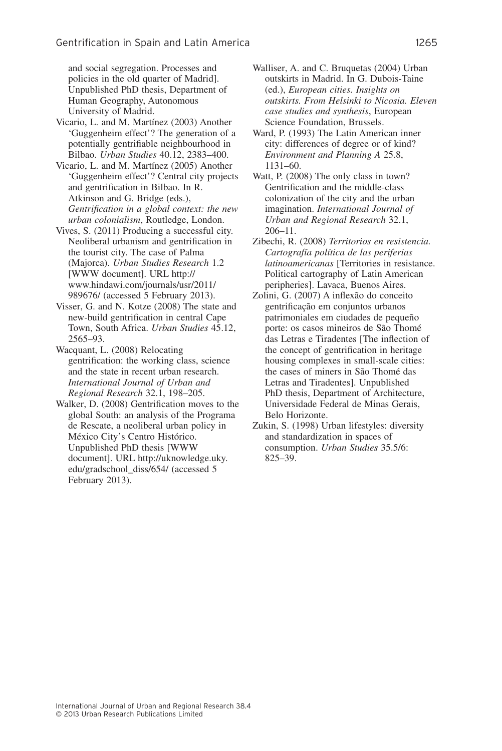and social segregation. Processes and policies in the old quarter of Madrid]. Unpublished PhD thesis, Department of Human Geography, Autonomous University of Madrid.

Vicario, L. and M. Martínez (2003) Another 'Guggenheim effect'? The generation of a potentially gentrifiable neighbourhood in Bilbao. *Urban Studies* 40.12, 2383–400.

Vicario, L. and M. Martínez (2005) Another 'Guggenheim effect'? Central city projects and gentrification in Bilbao. In R. Atkinson and G. Bridge (eds.), *Gentrification in a global context: the new urban colonialism*, Routledge, London.

Vives, S. (2011) Producing a successful city. Neoliberal urbanism and gentrification in the tourist city. The case of Palma (Majorca). *Urban Studies Research* 1.2 [WWW document]. URL http://www.hindawi.com/journals/usr/2011/989676/ (accessed 5 February 2013).

Visser, G. and N. Kotze (2008) The state and new-build gentrification in central Cape Town, South Africa. *Urban Studies* 45.12, 2565–93.

Wacquant, L. (2008) Relocating gentrification: the working class, science and the state in recent urban research. *International Journal of Urban and Regional Research* 32.1, 198–205.

Walker, D. (2008) Gentrification moves to the global South: an analysis of the Programa de Rescate, a neoliberal urban policy in México City's Centro Histórico. Unpublished PhD thesis [WWW document]. URL http://uknowledge.uky.edu/gradschool_diss/654/ (accessed 5 February 2013).

Walliser, A. and C. Bruquetas (2004) Urban outskirts in Madrid. In G. Dubois-Taine (ed.), *European cities. Insights on outskirts. From Helsinki to Nicosia. Eleven case studies and synthesis*, European Science Foundation, Brussels.

Ward, P. (1993) The Latin American inner city: differences of degree or of kind? *Environment and Planning A* 25.8, 1131–60.

Watt, P. (2008) The only class in town? Gentrification and the middle-class colonization of the city and the urban imagination. *International Journal of Urban and Regional Research* 32.1, 206–11.

Zibechi, R. (2008) *Territorios en resistencia. Cartografía política de las periferias latinoamericanas* [Territories in resistance. Political cartography of Latin American peripheries]. Lavaca, Buenos Aires.

Zolini, G. (2007) A inflexão do conceito gentrificação em conjuntos urbanos patrimoniales em ciudades de pequeño porte: os casos mineiros de São Thomé das Letras e Tiradentes [The inflection of the concept of gentrification in heritage housing complexes in small-scale cities: the cases of miners in São Thomé das Letras and Tiradentes]. Unpublished PhD thesis, Department of Architecture, Universidade Federal de Minas Gerais, Belo Horizonte.

Zukin, S. (1998) Urban lifestyles: diversity and standardization in spaces of consumption. *Urban Studies* 35.5/6: 825–39.